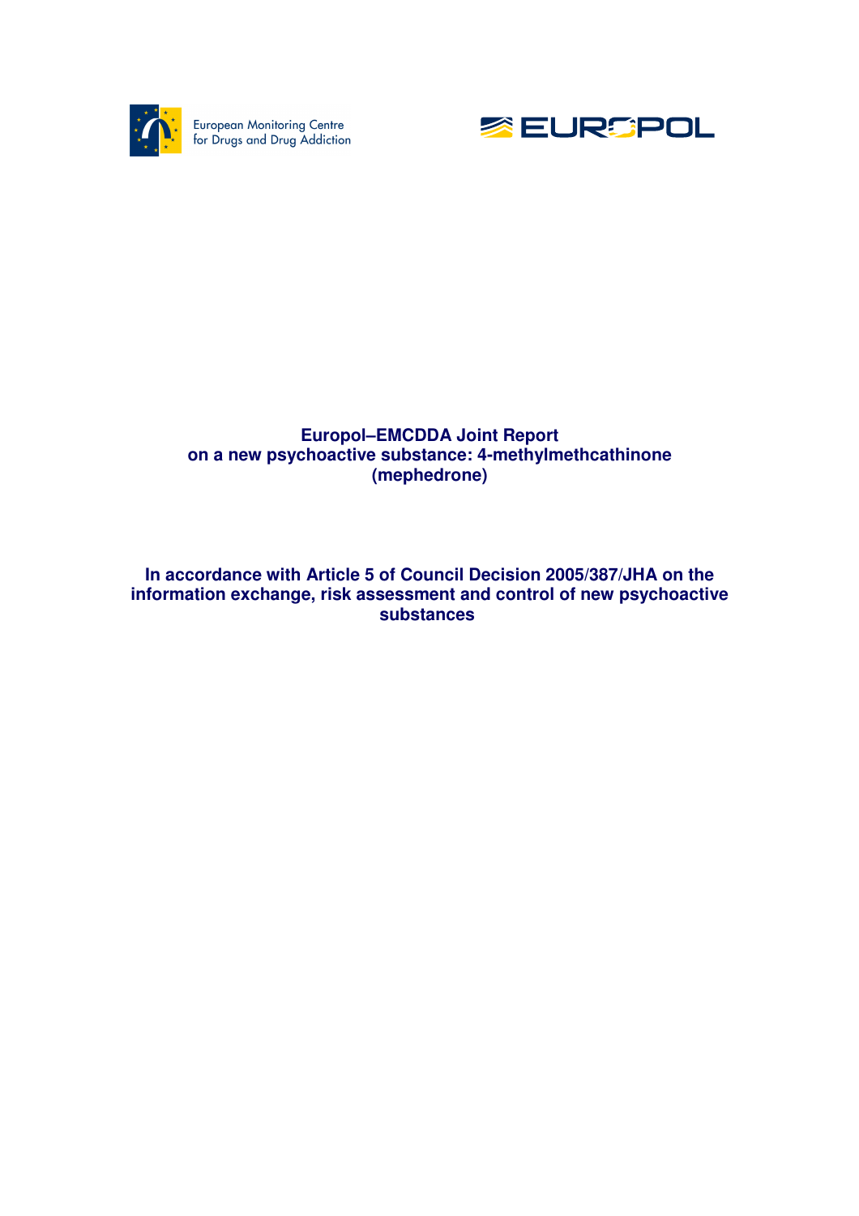European Monitoring Centre for Drugs and Drug Addiction

EUROPOL

# Europol–EMCDDA Joint Report on a new psychoactive substance: 4-methylmethcathinone (mephedrone)

## In accordance with Article 5 of Council Decision 2005/387/JHA on the information exchange, risk assessment and control of new psychoactive substances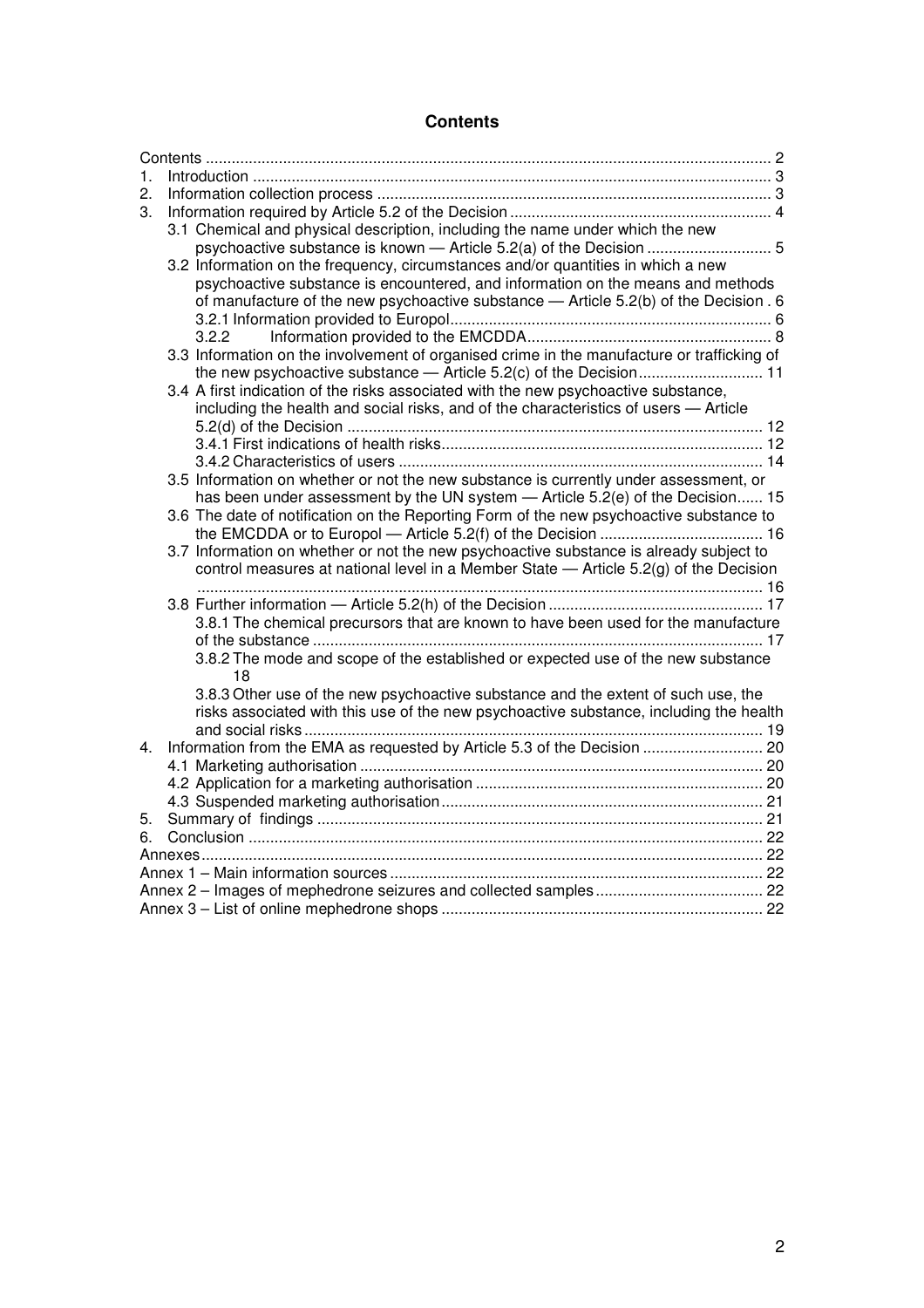# Contents

- Contents ... 2
- 1. Introduction ... 3
- 2. Information collection process ... 3
- 3. Information required by Article 5.2 of the Decision ... 4
  - 3.1 Chemical and physical description, including the name under which the new psychoactive substance is known — Article 5.2(a) of the Decision ... 5
  - 3.2 Information on the frequency, circumstances and/or quantities in which a new psychoactive substance is encountered, and information on the means and methods of manufacture of the new psychoactive substance — Article 5.2(b) of the Decision . 6
    - 3.2.1 Information provided to Europol ... 6
    - 3.2.2 Information provided to the EMCDDA ... 8
  - 3.3 Information on the involvement of organised crime in the manufacture or trafficking of the new psychoactive substance — Article 5.2(c) of the Decision ... 11
  - 3.4 A first indication of the risks associated with the new psychoactive substance, including the health and social risks, and of the characteristics of users — Article 5.2(d) of the Decision ... 12
    - 3.4.1 First indications of health risks ... 12
    - 3.4.2 Characteristics of users ... 14
  - 3.5 Information on whether or not the new substance is currently under assessment, or has been under assessment by the UN system — Article 5.2(e) of the Decision ... 15
  - 3.6 The date of notification on the Reporting Form of the new psychoactive substance to the EMCDDA or to Europol — Article 5.2(f) of the Decision ... 16
  - 3.7 Information on whether or not the new psychoactive substance is already subject to control measures at national level in a Member State — Article 5.2(g) of the Decision ... 16
  - 3.8 Further information — Article 5.2(h) of the Decision ... 17
    - 3.8.1 The chemical precursors that are known to have been used for the manufacture of the substance ... 17
    - 3.8.2 The mode and scope of the established or expected use of the new substance 18
    - 3.8.3 Other use of the new psychoactive substance and the extent of such use, the risks associated with this use of the new psychoactive substance, including the health and social risks ... 19
- 4. Information from the EMA as requested by Article 5.3 of the Decision ... 20
  - 4.1 Marketing authorisation ... 20
  - 4.2 Application for a marketing authorisation ... 20
  - 4.3 Suspended marketing authorisation ... 21
- 5. Summary of findings ... 21
- 6. Conclusion ... 22
- Annexes ... 22
- Annex 1 – Main information sources ... 22
- Annex 2 – Images of mephedrone seizures and collected samples ... 22
- Annex 3 – List of online mephedrone shops ... 22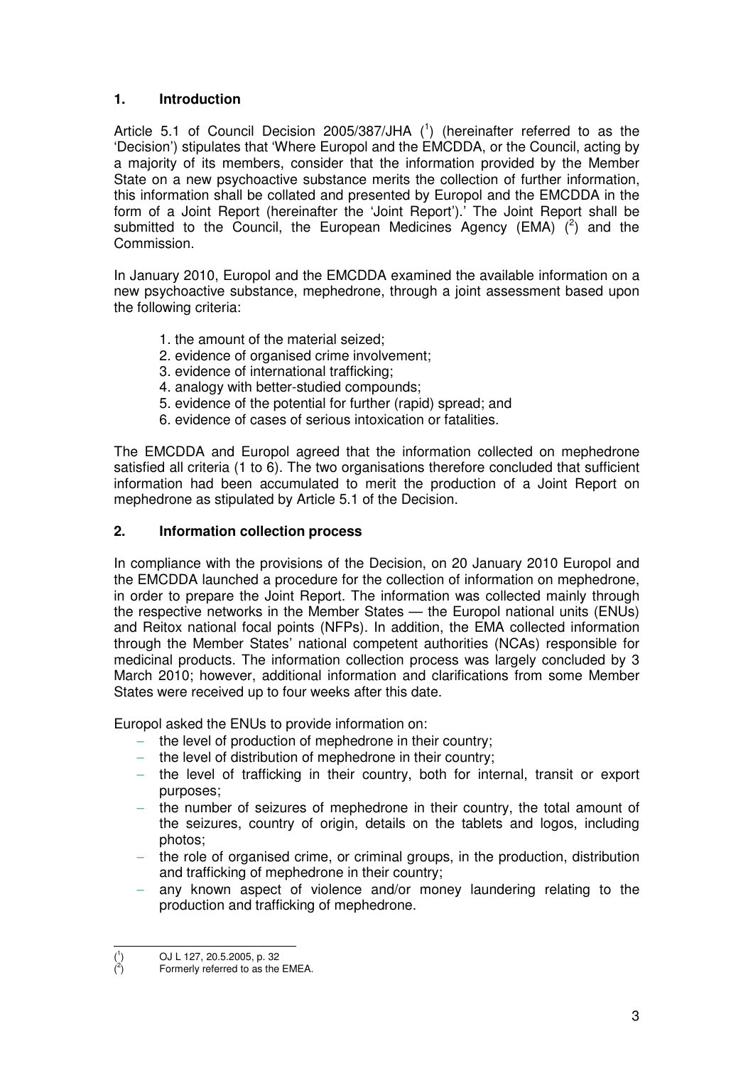## 1. Introduction

Article 5.1 of Council Decision 2005/387/JHA [1] (hereinafter referred to as the 'Decision') stipulates that 'Where Europol and the EMCDDA, or the Council, acting by a majority of its members, consider that the information provided by the Member State on a new psychoactive substance merits the collection of further information, this information shall be collated and presented by Europol and the EMCDDA in the form of a Joint Report (hereinafter the 'Joint Report').' The Joint Report shall be submitted to the Council, the European Medicines Agency (EMA) [2] and the Commission.

In January 2010, Europol and the EMCDDA examined the available information on a new psychoactive substance, mephedrone, through a joint assessment based upon the following criteria:

1. the amount of the material seized;
2. evidence of organised crime involvement;
3. evidence of international trafficking;
4. analogy with better-studied compounds;
5. evidence of the potential for further (rapid) spread; and
6. evidence of cases of serious intoxication or fatalities.

The EMCDDA and Europol agreed that the information collected on mephedrone satisfied all criteria (1 to 6). The two organisations therefore concluded that sufficient information had been accumulated to merit the production of a Joint Report on mephedrone as stipulated by Article 5.1 of the Decision.

## 2. Information collection process

In compliance with the provisions of the Decision, on 20 January 2010 Europol and the EMCDDA launched a procedure for the collection of information on mephedrone, in order to prepare the Joint Report. The information was collected mainly through the respective networks in the Member States — the Europol national units (ENUs) and Reitox national focal points (NFPs). In addition, the EMA collected information through the Member States' national competent authorities (NCAs) responsible for medicinal products. The information collection process was largely concluded by 3 March 2010; however, additional information and clarifications from some Member States were received up to four weeks after this date.

Europol asked the ENUs to provide information on:

- the level of production of mephedrone in their country;
- the level of distribution of mephedrone in their country;
- the level of trafficking in their country, both for internal, transit or export purposes;
- the number of seizures of mephedrone in their country, the total amount of the seizures, country of origin, details on the tablets and logos, including photos;
- the role of organised crime, or criminal groups, in the production, distribution and trafficking of mephedrone in their country;
- any known aspect of violence and/or money laundering relating to the production and trafficking of mephedrone.

---

[1] OJ L 127, 20.5.2005, p. 32

[2] Formerly referred to as the EMEA.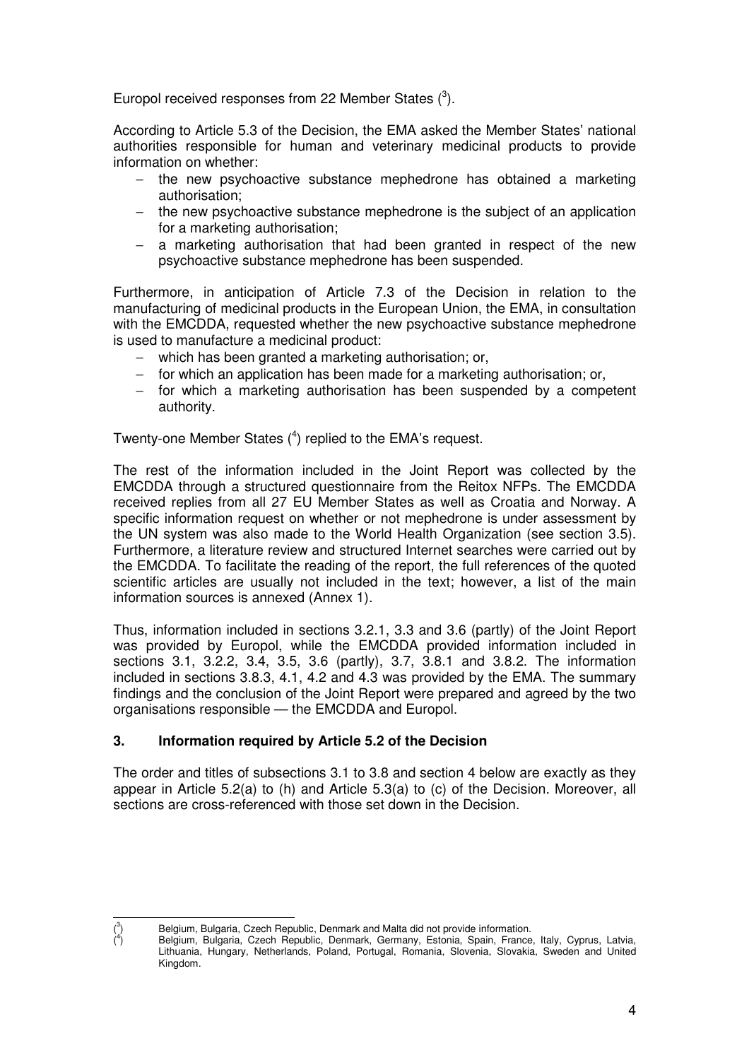Europol received responses from 22 Member States [3].

According to Article 5.3 of the Decision, the EMA asked the Member States' national authorities responsible for human and veterinary medicinal products to provide information on whether:

- the new psychoactive substance mephedrone has obtained a marketing authorisation;
- the new psychoactive substance mephedrone is the subject of an application for a marketing authorisation;
- a marketing authorisation that had been granted in respect of the new psychoactive substance mephedrone has been suspended.

Furthermore, in anticipation of Article 7.3 of the Decision in relation to the manufacturing of medicinal products in the European Union, the EMA, in consultation with the EMCDDA, requested whether the new psychoactive substance mephedrone is used to manufacture a medicinal product:

- which has been granted a marketing authorisation; or,
- for which an application has been made for a marketing authorisation; or,
- for which a marketing authorisation has been suspended by a competent authority.

Twenty-one Member States [4] replied to the EMA's request.

The rest of the information included in the Joint Report was collected by the EMCDDA through a structured questionnaire from the Reitox NFPs. The EMCDDA received replies from all 27 EU Member States as well as Croatia and Norway. A specific information request on whether or not mephedrone is under assessment by the UN system was also made to the World Health Organization (see section 3.5). Furthermore, a literature review and structured Internet searches were carried out by the EMCDDA. To facilitate the reading of the report, the full references of the quoted scientific articles are usually not included in the text; however, a list of the main information sources is annexed (Annex 1).

Thus, information included in sections 3.2.1, 3.3 and 3.6 (partly) of the Joint Report was provided by Europol, while the EMCDDA provided information included in sections 3.1, 3.2.2, 3.4, 3.5, 3.6 (partly), 3.7, 3.8.1 and 3.8.2. The information included in sections 3.8.3, 4.1, 4.2 and 4.3 was provided by the EMA. The summary findings and the conclusion of the Joint Report were prepared and agreed by the two organisations responsible — the EMCDDA and Europol.

## 3. Information required by Article 5.2 of the Decision

The order and titles of subsections 3.1 to 3.8 and section 4 below are exactly as they appear in Article 5.2(a) to (h) and Article 5.3(a) to (c) of the Decision. Moreover, all sections are cross-referenced with those set down in the Decision.

---

[3] Belgium, Bulgaria, Czech Republic, Denmark and Malta did not provide information.

[4] Belgium, Bulgaria, Czech Republic, Denmark, Germany, Estonia, Spain, France, Italy, Cyprus, Latvia, Lithuania, Hungary, Netherlands, Poland, Portugal, Romania, Slovenia, Slovakia, Sweden and United Kingdom.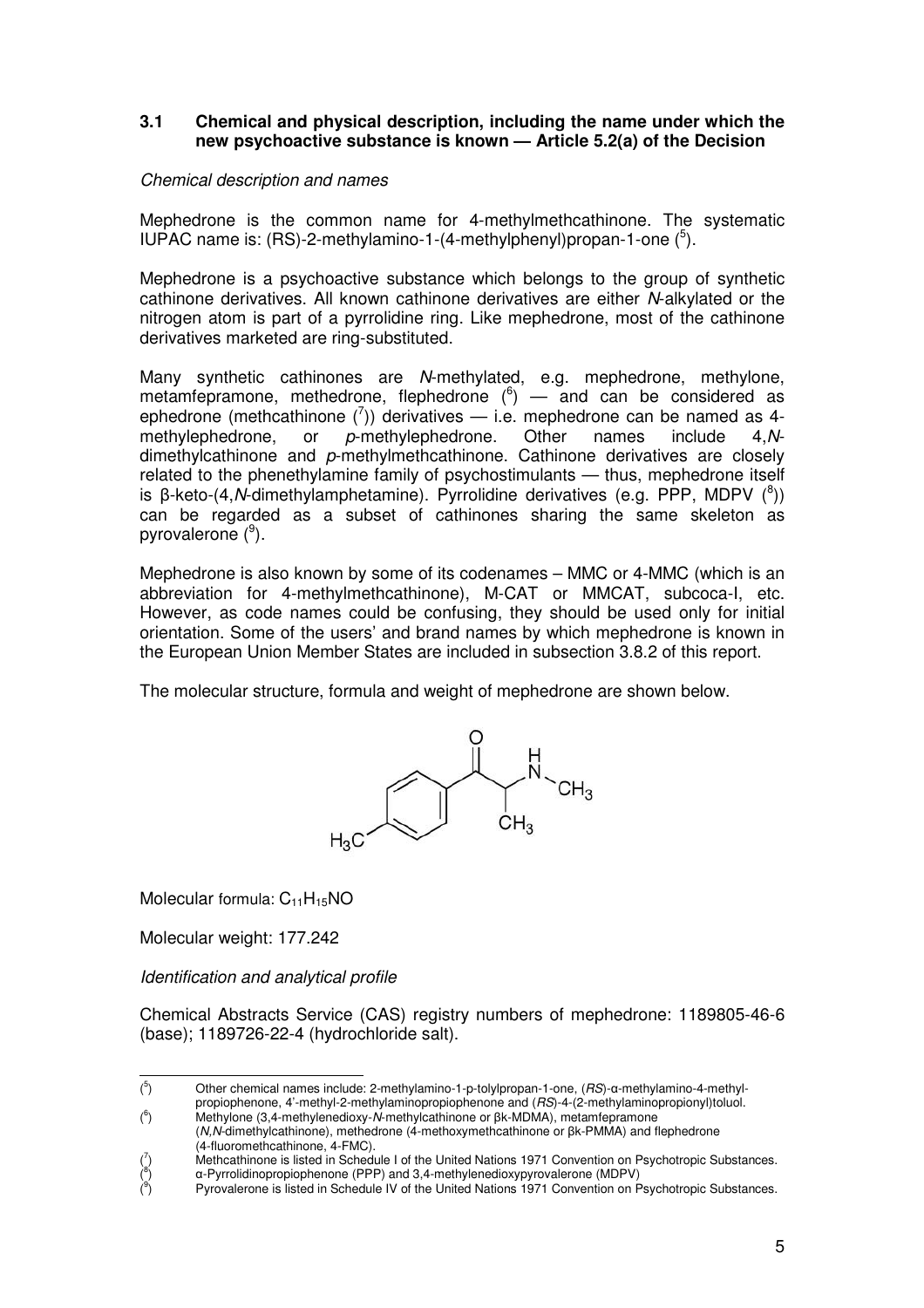### 3.1 Chemical and physical description, including the name under which the new psychoactive substance is known — Article 5.2(a) of the Decision

*Chemical description and names*

Mephedrone is the common name for 4-methylmethcathinone. The systematic IUPAC name is: (RS)-2-methylamino-1-(4-methylphenyl)propan-1-one [5].

Mephedrone is a psychoactive substance which belongs to the group of synthetic cathinone derivatives. All known cathinone derivatives are either *N*-alkylated or the nitrogen atom is part of a pyrrolidine ring. Like mephedrone, most of the cathinone derivatives marketed are ring-substituted.

Many synthetic cathinones are *N*-methylated, e.g. mephedrone, methylone, metamfepramone, methedrone, flephedrone [6] — and can be considered as ephedrone (methcathinone [7]) derivatives — i.e. mephedrone can be named as 4-methylephedrone, or *p*-methylephedrone. Other names include 4,*N*-dimethylcathinone and *p*-methylmethcathinone. Cathinone derivatives are closely related to the phenethylamine family of psychostimulants — thus, mephedrone itself is β-keto-(4,*N*-dimethylamphetamine). Pyrrolidine derivatives (e.g. PPP, MDPV [8]) can be regarded as a subset of cathinones sharing the same skeleton as pyrovalerone [9].

Mephedrone is also known by some of its codenames – MMC or 4-MMC (which is an abbreviation for 4-methylmethcathinone), M-CAT or MMCAT, subcoca-I, etc. However, as code names could be confusing, they should be used only for initial orientation. Some of the users' and brand names by which mephedrone is known in the European Union Member States are included in subsection 3.8.2 of this report.

The molecular structure, formula and weight of mephedrone are shown below.

Molecular formula: $C_{11}H_{15}NO$

Molecular weight: 177.242

*Identification and analytical profile*

Chemical Abstracts Service (CAS) registry numbers of mephedrone: 1189805-46-6 (base); 1189726-22-4 (hydrochloride salt).

---

[5] Other chemical names include: 2-methylamino-1-p-tolylpropan-1-one, (*RS*)-α-methylamino-4-methylpropiophenone, 4'-methyl-2-methylaminopropiophenone and (*RS*)-4-(2-methylaminopropionyl)toluol.

[6] Methylone (3,4-methylenedioxy-*N*-methylcathinone or βk-MDMA), metamfepramone (*N,N*-dimethylcathinone), methedrone (4-methoxymethcathinone or βk-PMMA) and flephedrone (4-fluoromethcathinone, 4-FMC).

[7] Methcathinone is listed in Schedule I of the United Nations 1971 Convention on Psychotropic Substances.

[8] α-Pyrrolidinopropiophenone (PPP) and 3,4-methylenedioxypyrovalerone (MDPV)

[9] Pyrovalerone is listed in Schedule IV of the United Nations 1971 Convention on Psychotropic Substances.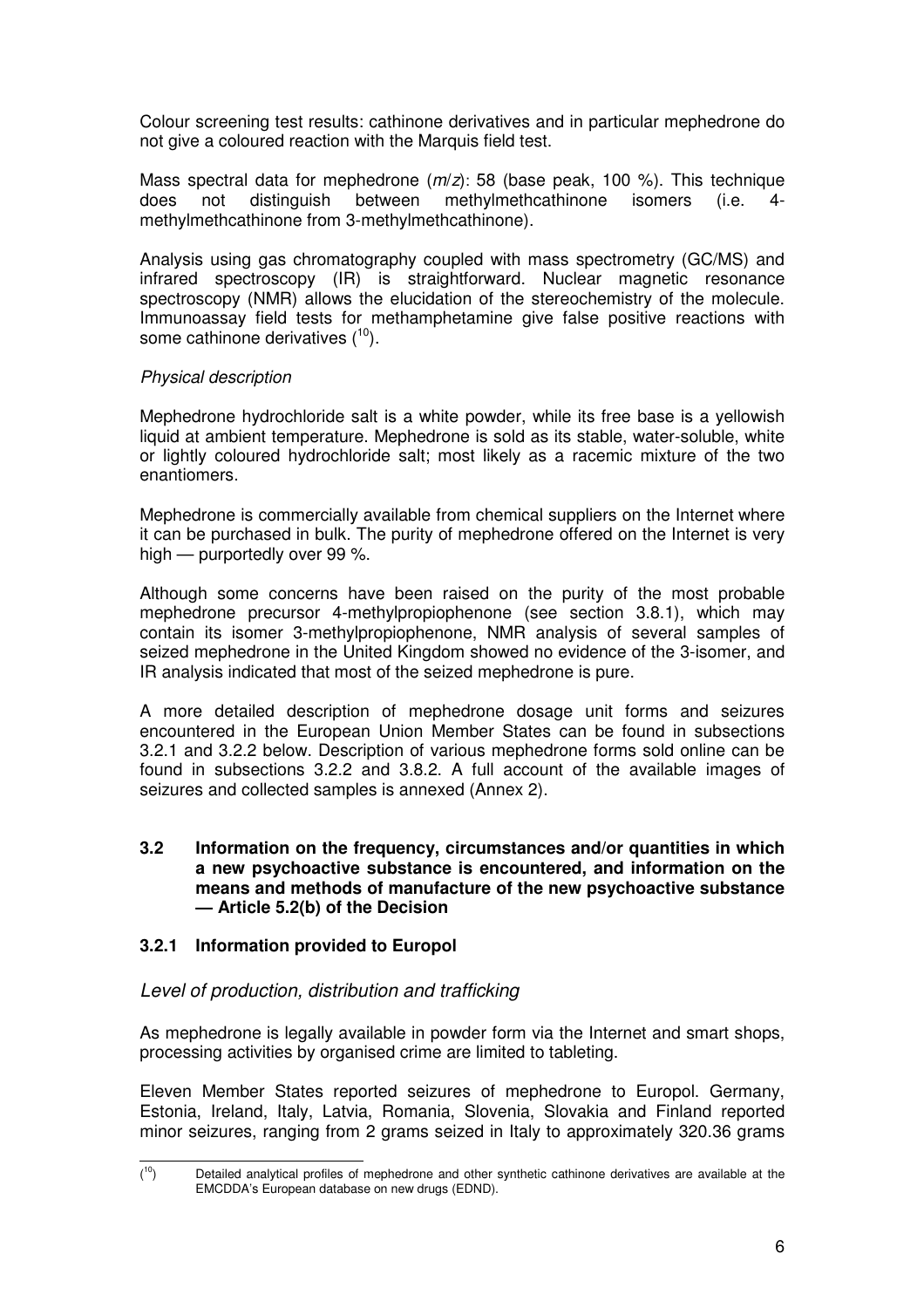Colour screening test results: cathinone derivatives and in particular mephedrone do not give a coloured reaction with the Marquis field test.

Mass spectral data for mephedrone ($m/z$): 58 (base peak, 100 %). This technique does not distinguish between methylmethcathinone isomers (i.e. 4-methylmethcathinone from 3-methylmethcathinone).

Analysis using gas chromatography coupled with mass spectrometry (GC/MS) and infrared spectroscopy (IR) is straightforward. Nuclear magnetic resonance spectroscopy (NMR) allows the elucidation of the stereochemistry of the molecule. Immunoassay field tests for methamphetamine give false positive reactions with some cathinone derivatives ([10]).

*Physical description*

Mephedrone hydrochloride salt is a white powder, while its free base is a yellowish liquid at ambient temperature. Mephedrone is sold as its stable, water-soluble, white or lightly coloured hydrochloride salt; most likely as a racemic mixture of the two enantiomers.

Mephedrone is commercially available from chemical suppliers on the Internet where it can be purchased in bulk. The purity of mephedrone offered on the Internet is very high — purportedly over 99 %.

Although some concerns have been raised on the purity of the most probable mephedrone precursor 4-methylpropiophenone (see section 3.8.1), which may contain its isomer 3-methylpropiophenone, NMR analysis of several samples of seized mephedrone in the United Kingdom showed no evidence of the 3-isomer, and IR analysis indicated that most of the seized mephedrone is pure.

A more detailed description of mephedrone dosage unit forms and seizures encountered in the European Union Member States can be found in subsections 3.2.1 and 3.2.2 below. Description of various mephedrone forms sold online can be found in subsections 3.2.2 and 3.8.2. A full account of the available images of seizures and collected samples is annexed (Annex 2).

### 3.2 Information on the frequency, circumstances and/or quantities in which a new psychoactive substance is encountered, and information on the means and methods of manufacture of the new psychoactive substance — Article 5.2(b) of the Decision

#### 3.2.1 Information provided to Europol

*Level of production, distribution and trafficking*

As mephedrone is legally available in powder form via the Internet and smart shops, processing activities by organised crime are limited to tableting.

Eleven Member States reported seizures of mephedrone to Europol. Germany, Estonia, Ireland, Italy, Latvia, Romania, Slovenia, Slovakia and Finland reported minor seizures, ranging from 2 grams seized in Italy to approximately 320.36 grams

---

([10]) Detailed analytical profiles of mephedrone and other synthetic cathinone derivatives are available at the EMCDDA's European database on new drugs (EDND).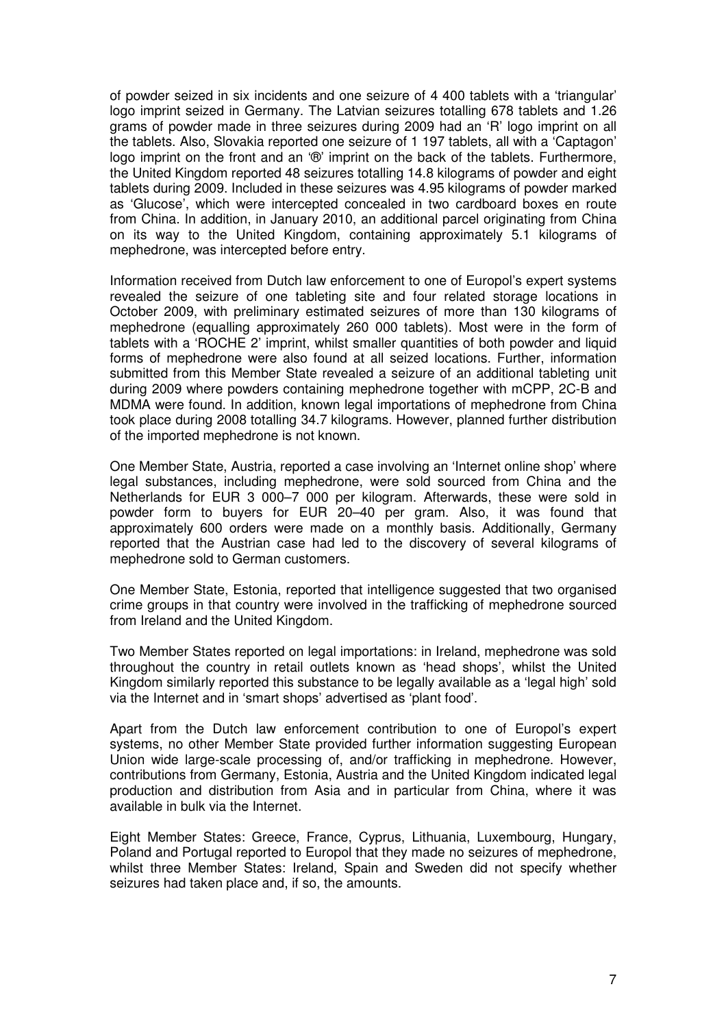of powder seized in six incidents and one seizure of 4 400 tablets with a 'triangular' logo imprint seized in Germany. The Latvian seizures totalling 678 tablets and 1.26 grams of powder made in three seizures during 2009 had an 'R' logo imprint on all the tablets. Also, Slovakia reported one seizure of 1 197 tablets, all with a 'Captagon' logo imprint on the front and an '®' imprint on the back of the tablets. Furthermore, the United Kingdom reported 48 seizures totalling 14.8 kilograms of powder and eight tablets during 2009. Included in these seizures was 4.95 kilograms of powder marked as 'Glucose', which were intercepted concealed in two cardboard boxes en route from China. In addition, in January 2010, an additional parcel originating from China on its way to the United Kingdom, containing approximately 5.1 kilograms of mephedrone, was intercepted before entry.

Information received from Dutch law enforcement to one of Europol's expert systems revealed the seizure of one tableting site and four related storage locations in October 2009, with preliminary estimated seizures of more than 130 kilograms of mephedrone (equalling approximately 260 000 tablets). Most were in the form of tablets with a 'ROCHE 2' imprint, whilst smaller quantities of both powder and liquid forms of mephedrone were also found at all seized locations. Further, information submitted from this Member State revealed a seizure of an additional tableting unit during 2009 where powders containing mephedrone together with mCPP, 2C-B and MDMA were found. In addition, known legal importations of mephedrone from China took place during 2008 totalling 34.7 kilograms. However, planned further distribution of the imported mephedrone is not known.

One Member State, Austria, reported a case involving an 'Internet online shop' where legal substances, including mephedrone, were sold sourced from China and the Netherlands for EUR 3 000–7 000 per kilogram. Afterwards, these were sold in powder form to buyers for EUR 20–40 per gram. Also, it was found that approximately 600 orders were made on a monthly basis. Additionally, Germany reported that the Austrian case had led to the discovery of several kilograms of mephedrone sold to German customers.

One Member State, Estonia, reported that intelligence suggested that two organised crime groups in that country were involved in the trafficking of mephedrone sourced from Ireland and the United Kingdom.

Two Member States reported on legal importations: in Ireland, mephedrone was sold throughout the country in retail outlets known as 'head shops', whilst the United Kingdom similarly reported this substance to be legally available as a 'legal high' sold via the Internet and in 'smart shops' advertised as 'plant food'.

Apart from the Dutch law enforcement contribution to one of Europol's expert systems, no other Member State provided further information suggesting European Union wide large-scale processing of, and/or trafficking in mephedrone. However, contributions from Germany, Estonia, Austria and the United Kingdom indicated legal production and distribution from Asia and in particular from China, where it was available in bulk via the Internet.

Eight Member States: Greece, France, Cyprus, Lithuania, Luxembourg, Hungary, Poland and Portugal reported to Europol that they made no seizures of mephedrone, whilst three Member States: Ireland, Spain and Sweden did not specify whether seizures had taken place and, if so, the amounts.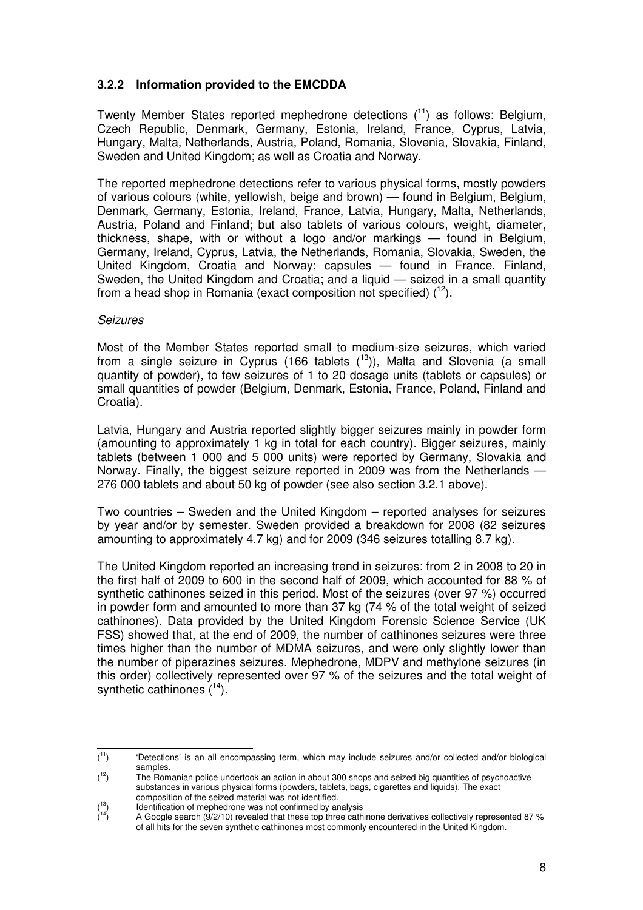### 3.2.2 Information provided to the EMCDDA

Twenty Member States reported mephedrone detections ([11]) as follows: Belgium, Czech Republic, Denmark, Germany, Estonia, Ireland, France, Cyprus, Latvia, Hungary, Malta, Netherlands, Austria, Poland, Romania, Slovenia, Slovakia, Finland, Sweden and United Kingdom; as well as Croatia and Norway.

The reported mephedrone detections refer to various physical forms, mostly powders of various colours (white, yellowish, beige and brown) — found in Belgium, Belgium, Denmark, Germany, Estonia, Ireland, France, Latvia, Hungary, Malta, Netherlands, Austria, Poland and Finland; but also tablets of various colours, weight, diameter, thickness, shape, with or without a logo and/or markings — found in Belgium, Germany, Ireland, Cyprus, Latvia, the Netherlands, Romania, Slovakia, Sweden, the United Kingdom, Croatia and Norway; capsules — found in France, Finland, Sweden, the United Kingdom and Croatia; and a liquid — seized in a small quantity from a head shop in Romania (exact composition not specified) ([12]).

*Seizures*

Most of the Member States reported small to medium-size seizures, which varied from a single seizure in Cyprus (166 tablets ([13])), Malta and Slovenia (a small quantity of powder), to few seizures of 1 to 20 dosage units (tablets or capsules) or small quantities of powder (Belgium, Denmark, Estonia, France, Poland, Finland and Croatia).

Latvia, Hungary and Austria reported slightly bigger seizures mainly in powder form (amounting to approximately 1 kg in total for each country). Bigger seizures, mainly tablets (between 1 000 and 5 000 units) were reported by Germany, Slovakia and Norway. Finally, the biggest seizure reported in 2009 was from the Netherlands — 276 000 tablets and about 50 kg of powder (see also section 3.2.1 above).

Two countries – Sweden and the United Kingdom – reported analyses for seizures by year and/or by semester. Sweden provided a breakdown for 2008 (82 seizures amounting to approximately 4.7 kg) and for 2009 (346 seizures totalling 8.7 kg).

The United Kingdom reported an increasing trend in seizures: from 2 in 2008 to 20 in the first half of 2009 to 600 in the second half of 2009, which accounted for 88 % of synthetic cathinones seized in this period. Most of the seizures (over 97 %) occurred in powder form and amounted to more than 37 kg (74 % of the total weight of seized cathinones). Data provided by the United Kingdom Forensic Science Service (UK FSS) showed that, at the end of 2009, the number of cathinones seizures were three times higher than the number of MDMA seizures, and were only slightly lower than the number of piperazines seizures. Mephedrone, MDPV and methylone seizures (in this order) collectively represented over 97 % of the seizures and the total weight of synthetic cathinones ([14]).

---

([11]) 'Detections' is an all encompassing term, which may include seizures and/or collected and/or biological samples.

([12]) The Romanian police undertook an action in about 300 shops and seized big quantities of psychoactive substances in various physical forms (powders, tablets, bags, cigarettes and liquids). The exact composition of the seized material was not identified.

([13]) Identification of mephedrone was not confirmed by analysis

([14]) A Google search (9/2/10) revealed that these top three cathinone derivatives collectively represented 87 % of all hits for the seven synthetic cathinones most commonly encountered in the United Kingdom.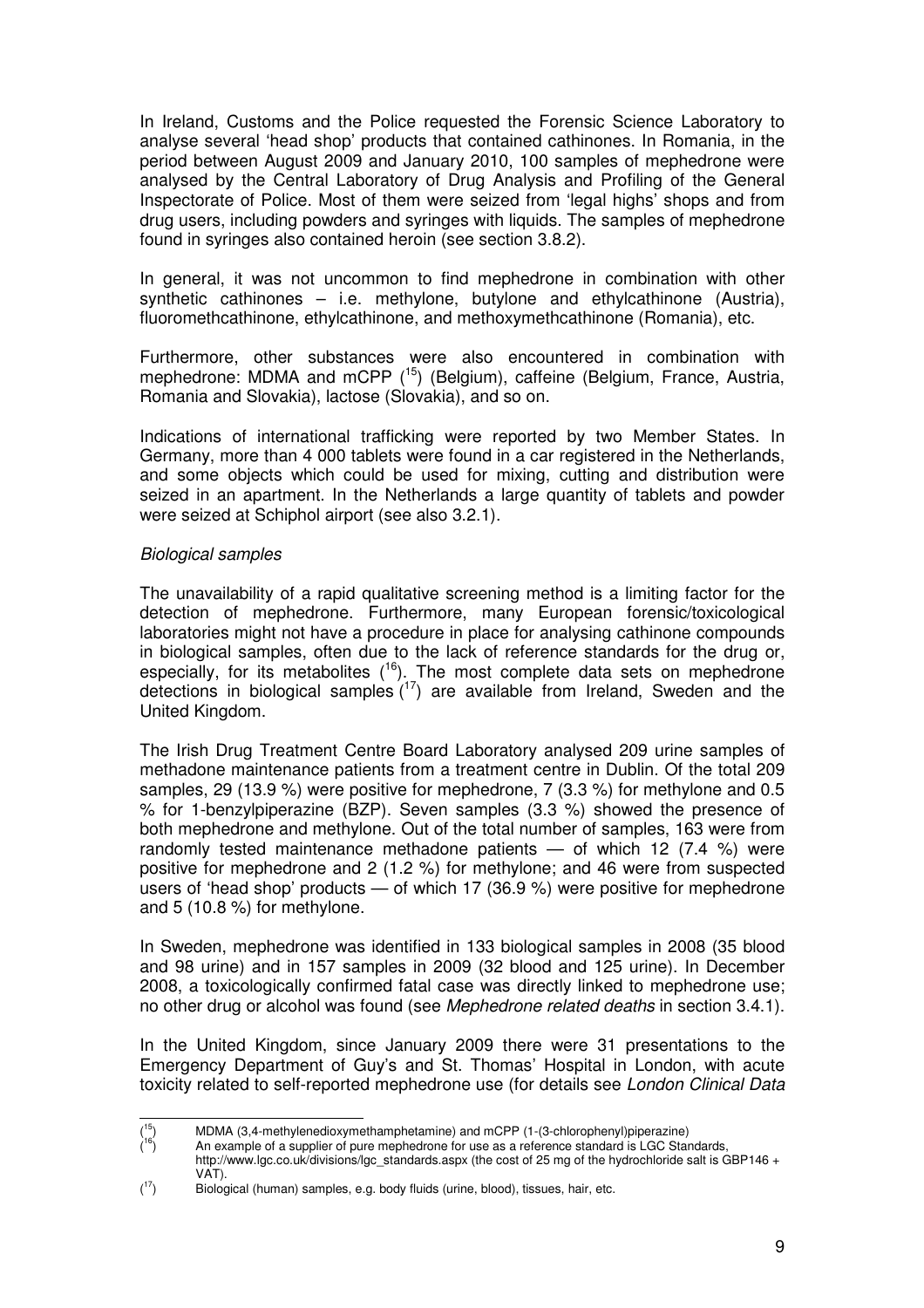In Ireland, Customs and the Police requested the Forensic Science Laboratory to analyse several 'head shop' products that contained cathinones. In Romania, in the period between August 2009 and January 2010, 100 samples of mephedrone were analysed by the Central Laboratory of Drug Analysis and Profiling of the General Inspectorate of Police. Most of them were seized from 'legal highs' shops and from drug users, including powders and syringes with liquids. The samples of mephedrone found in syringes also contained heroin (see section 3.8.2).

In general, it was not uncommon to find mephedrone in combination with other synthetic cathinones – i.e. methylone, butylone and ethylcathinone (Austria), fluoromethcathinone, ethylcathinone, and methoxymethcathinone (Romania), etc.

Furthermore, other substances were also encountered in combination with mephedrone: MDMA and mCPP ([15]) (Belgium), caffeine (Belgium, France, Austria, Romania and Slovakia), lactose (Slovakia), and so on.

Indications of international trafficking were reported by two Member States. In Germany, more than 4 000 tablets were found in a car registered in the Netherlands, and some objects which could be used for mixing, cutting and distribution were seized in an apartment. In the Netherlands a large quantity of tablets and powder were seized at Schiphol airport (see also 3.2.1).

*Biological samples*

The unavailability of a rapid qualitative screening method is a limiting factor for the detection of mephedrone. Furthermore, many European forensic/toxicological laboratories might not have a procedure in place for analysing cathinone compounds in biological samples, often due to the lack of reference standards for the drug or, especially, for its metabolites ([16]). The most complete data sets on mephedrone detections in biological samples ([17]) are available from Ireland, Sweden and the United Kingdom.

The Irish Drug Treatment Centre Board Laboratory analysed 209 urine samples of methadone maintenance patients from a treatment centre in Dublin. Of the total 209 samples, 29 (13.9 %) were positive for mephedrone, 7 (3.3 %) for methylone and 0.5 % for 1-benzylpiperazine (BZP). Seven samples (3.3 %) showed the presence of both mephedrone and methylone. Out of the total number of samples, 163 were from randomly tested maintenance methadone patients — of which 12 (7.4 %) were positive for mephedrone and 2 (1.2 %) for methylone; and 46 were from suspected users of 'head shop' products — of which 17 (36.9 %) were positive for mephedrone and 5 (10.8 %) for methylone.

In Sweden, mephedrone was identified in 133 biological samples in 2008 (35 blood and 98 urine) and in 157 samples in 2009 (32 blood and 125 urine). In December 2008, a toxicologically confirmed fatal case was directly linked to mephedrone use; no other drug or alcohol was found (see *Mephedrone related deaths* in section 3.4.1).

In the United Kingdom, since January 2009 there were 31 presentations to the Emergency Department of Guy's and St. Thomas' Hospital in London, with acute toxicity related to self-reported mephedrone use (for details see *London Clinical Data*

---

([15]) MDMA (3,4-methylenedioxymethamphetamine) and mCPP (1-(3-chlorophenyl)piperazine)

([16]) An example of a supplier of pure mephedrone for use as a reference standard is LGC Standards, http://www.lgc.co.uk/divisions/lgc_standards.aspx (the cost of 25 mg of the hydrochloride salt is GBP146 + VAT).

([17]) Biological (human) samples, e.g. body fluids (urine, blood), tissues, hair, etc.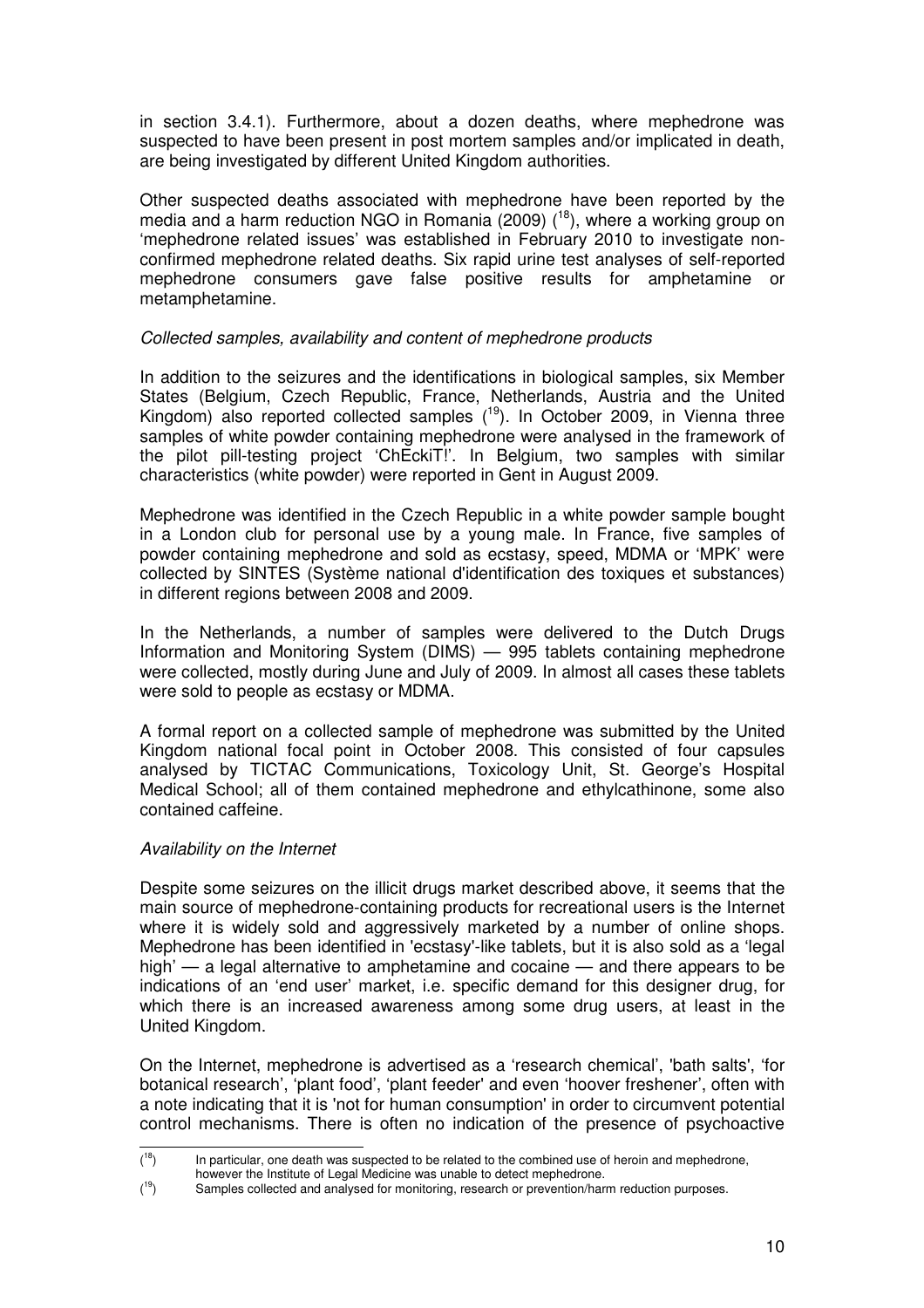in section 3.4.1). Furthermore, about a dozen deaths, where mephedrone was suspected to have been present in post mortem samples and/or implicated in death, are being investigated by different United Kingdom authorities.

Other suspected deaths associated with mephedrone have been reported by the media and a harm reduction NGO in Romania (2009) ([18]), where a working group on 'mephedrone related issues' was established in February 2010 to investigate non-confirmed mephedrone related deaths. Six rapid urine test analyses of self-reported mephedrone consumers gave false positive results for amphetamine or metamphetamine.

*Collected samples, availability and content of mephedrone products*

In addition to the seizures and the identifications in biological samples, six Member States (Belgium, Czech Republic, France, Netherlands, Austria and the United Kingdom) also reported collected samples ([19]). In October 2009, in Vienna three samples of white powder containing mephedrone were analysed in the framework of the pilot pill-testing project 'ChEckiT!'. In Belgium, two samples with similar characteristics (white powder) were reported in Gent in August 2009.

Mephedrone was identified in the Czech Republic in a white powder sample bought in a London club for personal use by a young male. In France, five samples of powder containing mephedrone and sold as ecstasy, speed, MDMA or 'MPK' were collected by SINTES (Système national d'identification des toxiques et substances) in different regions between 2008 and 2009.

In the Netherlands, a number of samples were delivered to the Dutch Drugs Information and Monitoring System (DIMS) — 995 tablets containing mephedrone were collected, mostly during June and July of 2009. In almost all cases these tablets were sold to people as ecstasy or MDMA.

A formal report on a collected sample of mephedrone was submitted by the United Kingdom national focal point in October 2008. This consisted of four capsules analysed by TICTAC Communications, Toxicology Unit, St. George's Hospital Medical School; all of them contained mephedrone and ethylcathinone, some also contained caffeine.

*Availability on the Internet*

Despite some seizures on the illicit drugs market described above, it seems that the main source of mephedrone-containing products for recreational users is the Internet where it is widely sold and aggressively marketed by a number of online shops. Mephedrone has been identified in 'ecstasy'-like tablets, but it is also sold as a 'legal high' — a legal alternative to amphetamine and cocaine — and there appears to be indications of an 'end user' market, i.e. specific demand for this designer drug, for which there is an increased awareness among some drug users, at least in the United Kingdom.

On the Internet, mephedrone is advertised as a 'research chemical', 'bath salts', 'for botanical research', 'plant food', 'plant feeder' and even 'hoover freshener', often with a note indicating that it is 'not for human consumption' in order to circumvent potential control mechanisms. There is often no indication of the presence of psychoactive

---

([18]) In particular, one death was suspected to be related to the combined use of heroin and mephedrone, however the Institute of Legal Medicine was unable to detect mephedrone.

([19]) Samples collected and analysed for monitoring, research or prevention/harm reduction purposes.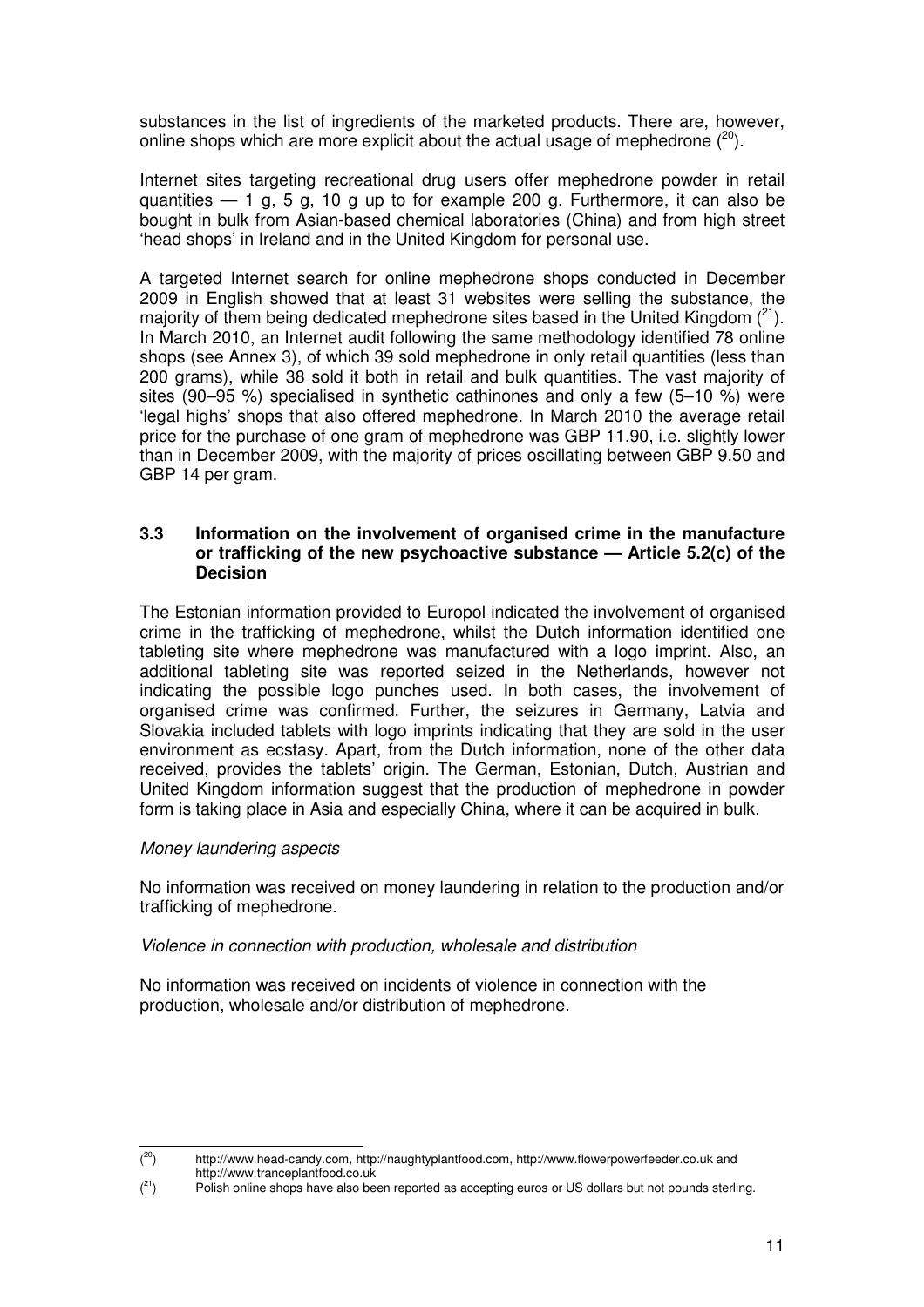substances in the list of ingredients of the marketed products. There are, however, online shops which are more explicit about the actual usage of mephedrone ([20]).

Internet sites targeting recreational drug users offer mephedrone powder in retail quantities — 1 g, 5 g, 10 g up to for example 200 g. Furthermore, it can also be bought in bulk from Asian-based chemical laboratories (China) and from high street 'head shops' in Ireland and in the United Kingdom for personal use.

A targeted Internet search for online mephedrone shops conducted in December 2009 in English showed that at least 31 websites were selling the substance, the majority of them being dedicated mephedrone sites based in the United Kingdom ([21]). In March 2010, an Internet audit following the same methodology identified 78 online shops (see Annex 3), of which 39 sold mephedrone in only retail quantities (less than 200 grams), while 38 sold it both in retail and bulk quantities. The vast majority of sites (90–95 %) specialised in synthetic cathinones and only a few (5–10 %) were 'legal highs' shops that also offered mephedrone. In March 2010 the average retail price for the purchase of one gram of mephedrone was GBP 11.90, i.e. slightly lower than in December 2009, with the majority of prices oscillating between GBP 9.50 and GBP 14 per gram.

### 3.3 Information on the involvement of organised crime in the manufacture or trafficking of the new psychoactive substance — Article 5.2(c) of the Decision

The Estonian information provided to Europol indicated the involvement of organised crime in the trafficking of mephedrone, whilst the Dutch information identified one tableting site where mephedrone was manufactured with a logo imprint. Also, an additional tableting site was reported seized in the Netherlands, however not indicating the possible logo punches used. In both cases, the involvement of organised crime was confirmed. Further, the seizures in Germany, Latvia and Slovakia included tablets with logo imprints indicating that they are sold in the user environment as ecstasy. Apart, from the Dutch information, none of the other data received, provides the tablets' origin. The German, Estonian, Dutch, Austrian and United Kingdom information suggest that the production of mephedrone in powder form is taking place in Asia and especially China, where it can be acquired in bulk.

*Money laundering aspects*

No information was received on money laundering in relation to the production and/or trafficking of mephedrone.

*Violence in connection with production, wholesale and distribution*

No information was received on incidents of violence in connection with the production, wholesale and/or distribution of mephedrone.

---

([20]) http://www.head-candy.com, http://naughtyplantfood.com, http://www.flowerpowerfeeder.co.uk and http://www.tranceplantfood.co.uk

([21]) Polish online shops have also been reported as accepting euros or US dollars but not pounds sterling.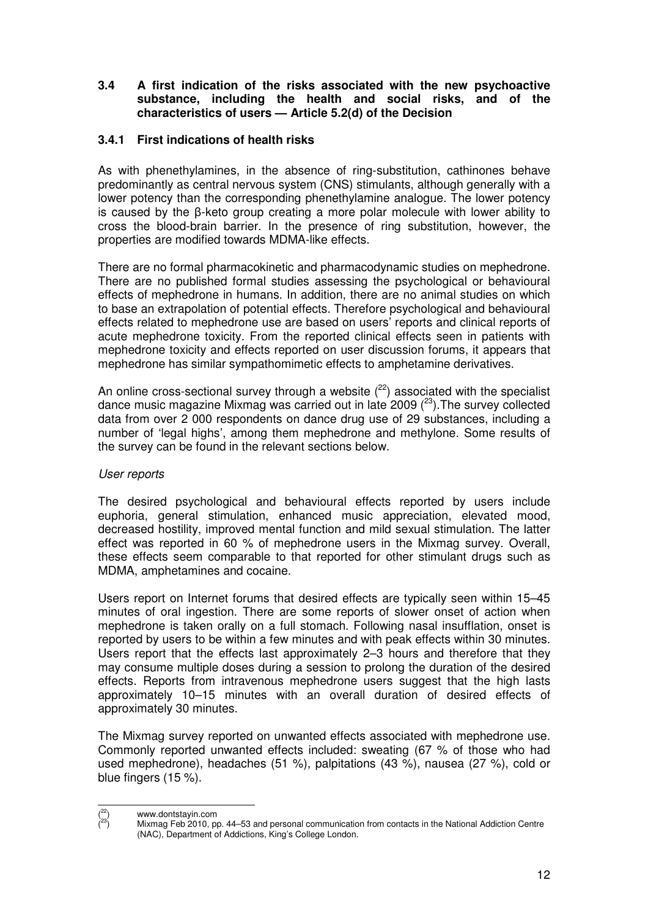### 3.4 A first indication of the risks associated with the new psychoactive substance, including the health and social risks, and of the characteristics of users — Article 5.2(d) of the Decision

#### 3.4.1 First indications of health risks

As with phenethylamines, in the absence of ring-substitution, cathinones behave predominantly as central nervous system (CNS) stimulants, although generally with a lower potency than the corresponding phenethylamine analogue. The lower potency is caused by the β-keto group creating a more polar molecule with lower ability to cross the blood-brain barrier. In the presence of ring substitution, however, the properties are modified towards MDMA-like effects.

There are no formal pharmacokinetic and pharmacodynamic studies on mephedrone. There are no published formal studies assessing the psychological or behavioural effects of mephedrone in humans. In addition, there are no animal studies on which to base an extrapolation of potential effects. Therefore psychological and behavioural effects related to mephedrone use are based on users' reports and clinical reports of acute mephedrone toxicity. From the reported clinical effects seen in patients with mephedrone toxicity and effects reported on user discussion forums, it appears that mephedrone has similar sympathomimetic effects to amphetamine derivatives.

An online cross-sectional survey through a website ([22]) associated with the specialist dance music magazine Mixmag was carried out in late 2009 ([23]).The survey collected data from over 2 000 respondents on dance drug use of 29 substances, including a number of 'legal highs', among them mephedrone and methylone. Some results of the survey can be found in the relevant sections below.

*User reports*

The desired psychological and behavioural effects reported by users include euphoria, general stimulation, enhanced music appreciation, elevated mood, decreased hostility, improved mental function and mild sexual stimulation. The latter effect was reported in 60 % of mephedrone users in the Mixmag survey. Overall, these effects seem comparable to that reported for other stimulant drugs such as MDMA, amphetamines and cocaine.

Users report on Internet forums that desired effects are typically seen within 15–45 minutes of oral ingestion. There are some reports of slower onset of action when mephedrone is taken orally on a full stomach. Following nasal insufflation, onset is reported by users to be within a few minutes and with peak effects within 30 minutes. Users report that the effects last approximately 2–3 hours and therefore that they may consume multiple doses during a session to prolong the duration of the desired effects. Reports from intravenous mephedrone users suggest that the high lasts approximately 10–15 minutes with an overall duration of desired effects of approximately 30 minutes.

The Mixmag survey reported on unwanted effects associated with mephedrone use. Commonly reported unwanted effects included: sweating (67 % of those who had used mephedrone), headaches (51 %), palpitations (43 %), nausea (27 %), cold or blue fingers (15 %).

---

([22]) www.dontstayin.com

([23]) Mixmag Feb 2010, pp. 44–53 and personal communication from contacts in the National Addiction Centre (NAC), Department of Addictions, King's College London.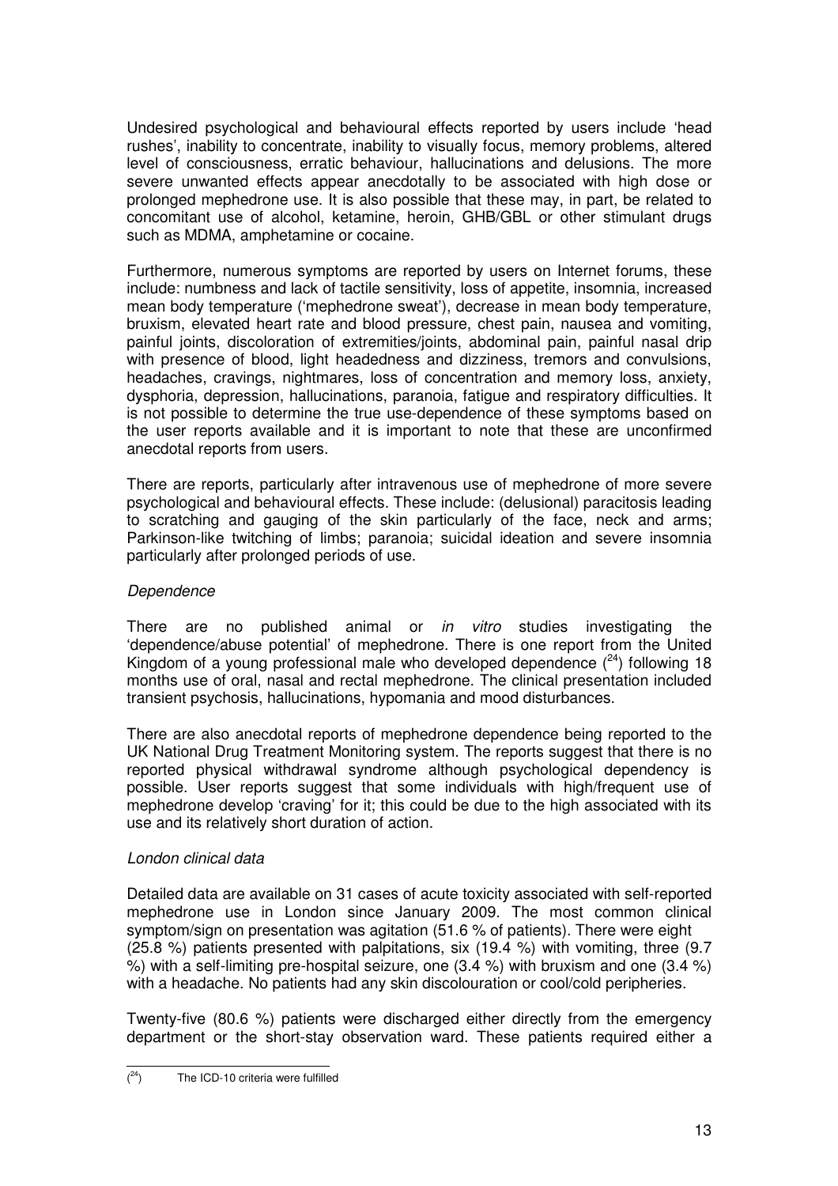Undesired psychological and behavioural effects reported by users include 'head rushes', inability to concentrate, inability to visually focus, memory problems, altered level of consciousness, erratic behaviour, hallucinations and delusions. The more severe unwanted effects appear anecdotally to be associated with high dose or prolonged mephedrone use. It is also possible that these may, in part, be related to concomitant use of alcohol, ketamine, heroin, GHB/GBL or other stimulant drugs such as MDMA, amphetamine or cocaine.

Furthermore, numerous symptoms are reported by users on Internet forums, these include: numbness and lack of tactile sensitivity, loss of appetite, insomnia, increased mean body temperature ('mephedrone sweat'), decrease in mean body temperature, bruxism, elevated heart rate and blood pressure, chest pain, nausea and vomiting, painful joints, discoloration of extremities/joints, abdominal pain, painful nasal drip with presence of blood, light headedness and dizziness, tremors and convulsions, headaches, cravings, nightmares, loss of concentration and memory loss, anxiety, dysphoria, depression, hallucinations, paranoia, fatigue and respiratory difficulties. It is not possible to determine the true use-dependence of these symptoms based on the user reports available and it is important to note that these are unconfirmed anecdotal reports from users.

There are reports, particularly after intravenous use of mephedrone of more severe psychological and behavioural effects. These include: (delusional) paracitosis leading to scratching and gauging of the skin particularly of the face, neck and arms; Parkinson-like twitching of limbs; paranoia; suicidal ideation and severe insomnia particularly after prolonged periods of use.

*Dependence*

There are no published animal or *in vitro* studies investigating the 'dependence/abuse potential' of mephedrone. There is one report from the United Kingdom of a young professional male who developed dependence ([24]) following 18 months use of oral, nasal and rectal mephedrone. The clinical presentation included transient psychosis, hallucinations, hypomania and mood disturbances.

There are also anecdotal reports of mephedrone dependence being reported to the UK National Drug Treatment Monitoring system. The reports suggest that there is no reported physical withdrawal syndrome although psychological dependency is possible. User reports suggest that some individuals with high/frequent use of mephedrone develop 'craving' for it; this could be due to the high associated with its use and its relatively short duration of action.

*London clinical data*

Detailed data are available on 31 cases of acute toxicity associated with self-reported mephedrone use in London since January 2009. The most common clinical symptom/sign on presentation was agitation (51.6 % of patients). There were eight (25.8 %) patients presented with palpitations, six (19.4 %) with vomiting, three (9.7 %) with a self-limiting pre-hospital seizure, one (3.4 %) with bruxism and one (3.4 %) with a headache. No patients had any skin discolouration or cool/cold peripheries.

Twenty-five (80.6 %) patients were discharged either directly from the emergency department or the short-stay observation ward. These patients required either a

([24]) The ICD-10 criteria were fulfilled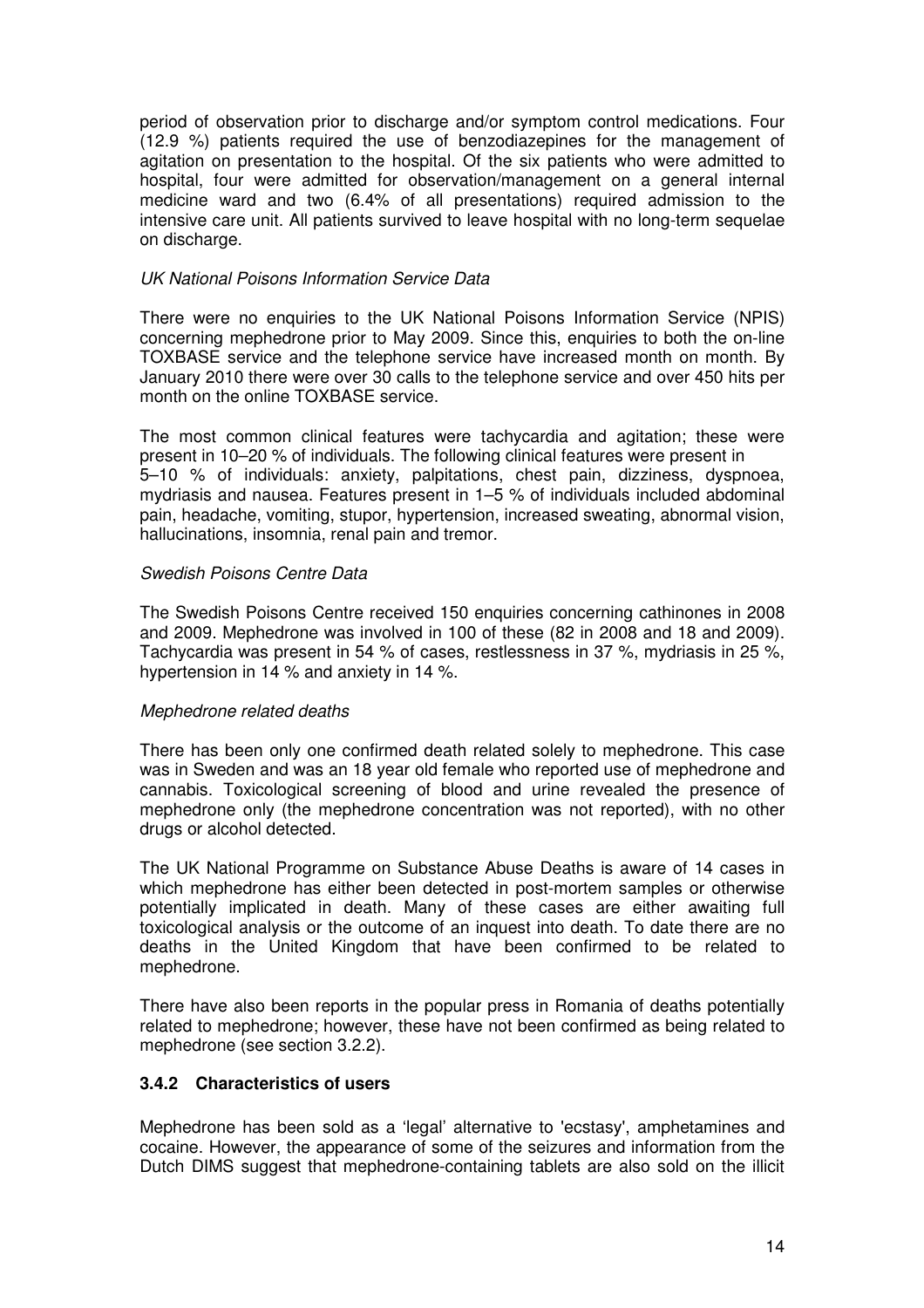period of observation prior to discharge and/or symptom control medications. Four (12.9 %) patients required the use of benzodiazepines for the management of agitation on presentation to the hospital. Of the six patients who were admitted to hospital, four were admitted for observation/management on a general internal medicine ward and two (6.4% of all presentations) required admission to the intensive care unit. All patients survived to leave hospital with no long-term sequelae on discharge.

*UK National Poisons Information Service Data*

There were no enquiries to the UK National Poisons Information Service (NPIS) concerning mephedrone prior to May 2009. Since this, enquiries to both the on-line TOXBASE service and the telephone service have increased month on month. By January 2010 there were over 30 calls to the telephone service and over 450 hits per month on the online TOXBASE service.

The most common clinical features were tachycardia and agitation; these were present in 10–20 % of individuals. The following clinical features were present in 5–10 % of individuals: anxiety, palpitations, chest pain, dizziness, dyspnoea, mydriasis and nausea. Features present in 1–5 % of individuals included abdominal pain, headache, vomiting, stupor, hypertension, increased sweating, abnormal vision, hallucinations, insomnia, renal pain and tremor.

*Swedish Poisons Centre Data*

The Swedish Poisons Centre received 150 enquiries concerning cathinones in 2008 and 2009. Mephedrone was involved in 100 of these (82 in 2008 and 18 and 2009). Tachycardia was present in 54 % of cases, restlessness in 37 %, mydriasis in 25 %, hypertension in 14 % and anxiety in 14 %.

*Mephedrone related deaths*

There has been only one confirmed death related solely to mephedrone. This case was in Sweden and was an 18 year old female who reported use of mephedrone and cannabis. Toxicological screening of blood and urine revealed the presence of mephedrone only (the mephedrone concentration was not reported), with no other drugs or alcohol detected.

The UK National Programme on Substance Abuse Deaths is aware of 14 cases in which mephedrone has either been detected in post-mortem samples or otherwise potentially implicated in death. Many of these cases are either awaiting full toxicological analysis or the outcome of an inquest into death. To date there are no deaths in the United Kingdom that have been confirmed to be related to mephedrone.

There have also been reports in the popular press in Romania of deaths potentially related to mephedrone; however, these have not been confirmed as being related to mephedrone (see section 3.2.2).

### 3.4.2 Characteristics of users

Mephedrone has been sold as a 'legal' alternative to 'ecstasy', amphetamines and cocaine. However, the appearance of some of the seizures and information from the Dutch DIMS suggest that mephedrone-containing tablets are also sold on the illicit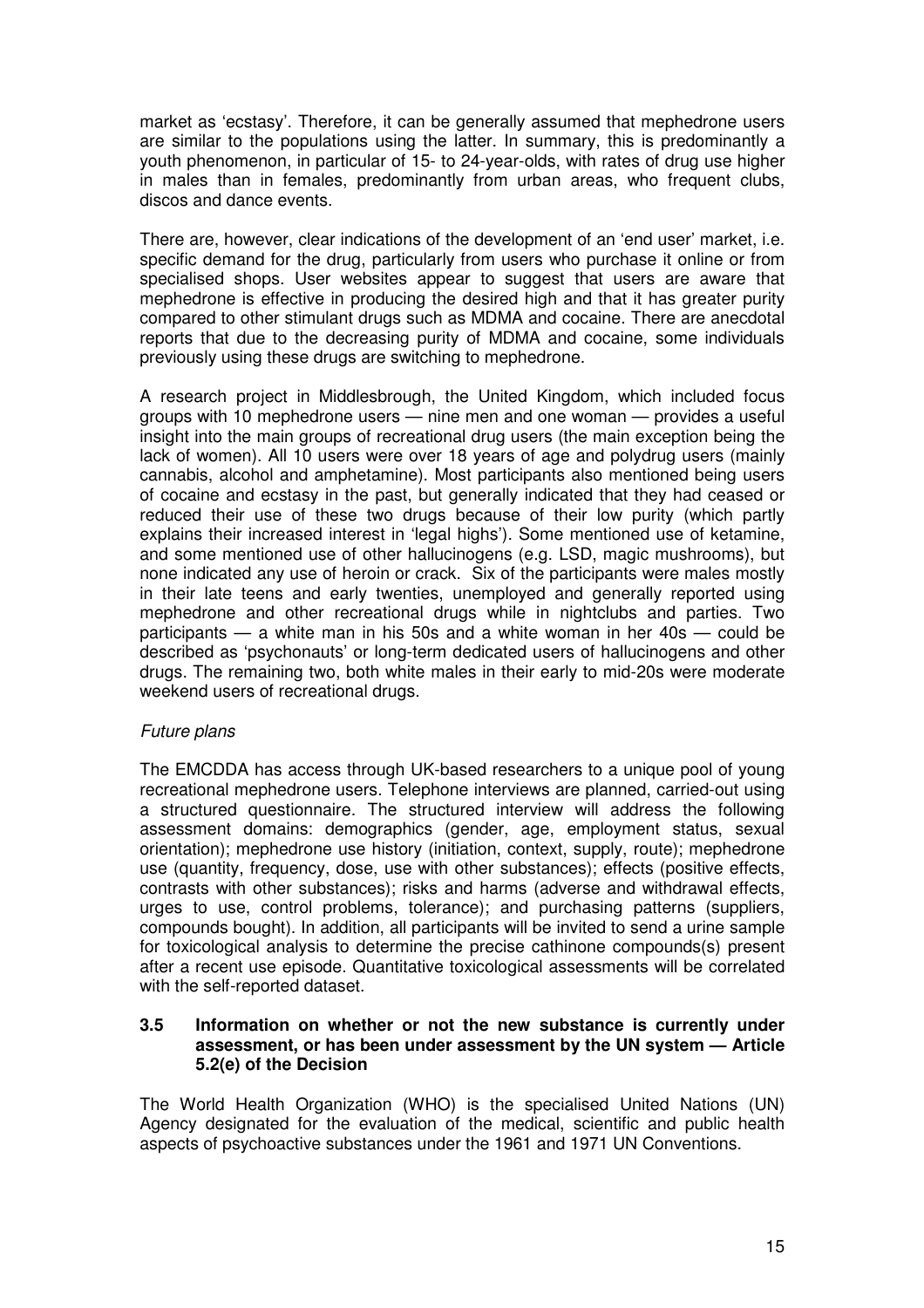market as 'ecstasy'. Therefore, it can be generally assumed that mephedrone users are similar to the populations using the latter. In summary, this is predominantly a youth phenomenon, in particular of 15- to 24-year-olds, with rates of drug use higher in males than in females, predominantly from urban areas, who frequent clubs, discos and dance events.

There are, however, clear indications of the development of an 'end user' market, i.e. specific demand for the drug, particularly from users who purchase it online or from specialised shops. User websites appear to suggest that users are aware that mephedrone is effective in producing the desired high and that it has greater purity compared to other stimulant drugs such as MDMA and cocaine. There are anecdotal reports that due to the decreasing purity of MDMA and cocaine, some individuals previously using these drugs are switching to mephedrone.

A research project in Middlesbrough, the United Kingdom, which included focus groups with 10 mephedrone users — nine men and one woman — provides a useful insight into the main groups of recreational drug users (the main exception being the lack of women). All 10 users were over 18 years of age and polydrug users (mainly cannabis, alcohol and amphetamine). Most participants also mentioned being users of cocaine and ecstasy in the past, but generally indicated that they had ceased or reduced their use of these two drugs because of their low purity (which partly explains their increased interest in 'legal highs'). Some mentioned use of ketamine, and some mentioned use of other hallucinogens (e.g. LSD, magic mushrooms), but none indicated any use of heroin or crack. Six of the participants were males mostly in their late teens and early twenties, unemployed and generally reported using mephedrone and other recreational drugs while in nightclubs and parties. Two participants — a white man in his 50s and a white woman in her 40s — could be described as 'psychonauts' or long-term dedicated users of hallucinogens and other drugs. The remaining two, both white males in their early to mid-20s were moderate weekend users of recreational drugs.

*Future plans*

The EMCDDA has access through UK-based researchers to a unique pool of young recreational mephedrone users. Telephone interviews are planned, carried-out using a structured questionnaire. The structured interview will address the following assessment domains: demographics (gender, age, employment status, sexual orientation); mephedrone use history (initiation, context, supply, route); mephedrone use (quantity, frequency, dose, use with other substances); effects (positive effects, contrasts with other substances); risks and harms (adverse and withdrawal effects, urges to use, control problems, tolerance); and purchasing patterns (suppliers, compounds bought). In addition, all participants will be invited to send a urine sample for toxicological analysis to determine the precise cathinone compounds(s) present after a recent use episode. Quantitative toxicological assessments will be correlated with the self-reported dataset.

### 3.5 Information on whether or not the new substance is currently under assessment, or has been under assessment by the UN system — Article 5.2(e) of the Decision

The World Health Organization (WHO) is the specialised United Nations (UN) Agency designated for the evaluation of the medical, scientific and public health aspects of psychoactive substances under the 1961 and 1971 UN Conventions.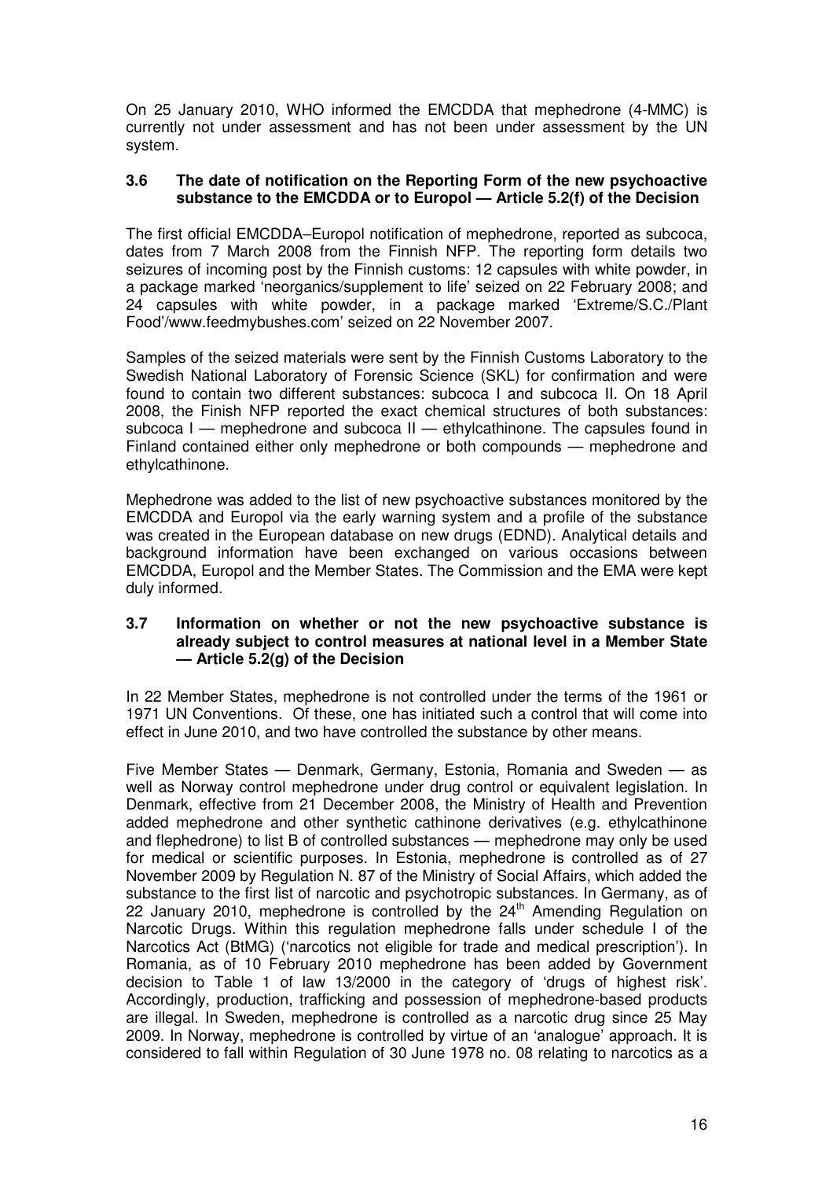On 25 January 2010, WHO informed the EMCDDA that mephedrone (4-MMC) is currently not under assessment and has not been under assessment by the UN system.

### 3.6 The date of notification on the Reporting Form of the new psychoactive substance to the EMCDDA or to Europol — Article 5.2(f) of the Decision

The first official EMCDDA–Europol notification of mephedrone, reported as subcoca, dates from 7 March 2008 from the Finnish NFP. The reporting form details two seizures of incoming post by the Finnish customs: 12 capsules with white powder, in a package marked 'neorganics/supplement to life' seized on 22 February 2008; and 24 capsules with white powder, in a package marked 'Extreme/S.C./Plant Food'/www.feedmybushes.com' seized on 22 November 2007.

Samples of the seized materials were sent by the Finnish Customs Laboratory to the Swedish National Laboratory of Forensic Science (SKL) for confirmation and were found to contain two different substances: subcoca I and subcoca II. On 18 April 2008, the Finish NFP reported the exact chemical structures of both substances: subcoca I — mephedrone and subcoca II — ethylcathinone. The capsules found in Finland contained either only mephedrone or both compounds — mephedrone and ethylcathinone.

Mephedrone was added to the list of new psychoactive substances monitored by the EMCDDA and Europol via the early warning system and a profile of the substance was created in the European database on new drugs (EDND). Analytical details and background information have been exchanged on various occasions between EMCDDA, Europol and the Member States. The Commission and the EMA were kept duly informed.

### 3.7 Information on whether or not the new psychoactive substance is already subject to control measures at national level in a Member State — Article 5.2(g) of the Decision

In 22 Member States, mephedrone is not controlled under the terms of the 1961 or 1971 UN Conventions. Of these, one has initiated such a control that will come into effect in June 2010, and two have controlled the substance by other means.

Five Member States — Denmark, Germany, Estonia, Romania and Sweden — as well as Norway control mephedrone under drug control or equivalent legislation. In Denmark, effective from 21 December 2008, the Ministry of Health and Prevention added mephedrone and other synthetic cathinone derivatives (e.g. ethylcathinone and flephedrone) to list B of controlled substances — mephedrone may only be used for medical or scientific purposes. In Estonia, mephedrone is controlled as of 27 November 2009 by Regulation N. 87 of the Ministry of Social Affairs, which added the substance to the first list of narcotic and psychotropic substances. In Germany, as of 22 January 2010, mephedrone is controlled by the 24th Amending Regulation on Narcotic Drugs. Within this regulation mephedrone falls under schedule I of the Narcotics Act (BtMG) ('narcotics not eligible for trade and medical prescription'). In Romania, as of 10 February 2010 mephedrone has been added by Government decision to Table 1 of law 13/2000 in the category of 'drugs of highest risk'. Accordingly, production, trafficking and possession of mephedrone-based products are illegal. In Sweden, mephedrone is controlled as a narcotic drug since 25 May 2009. In Norway, mephedrone is controlled by virtue of an 'analogue' approach. It is considered to fall within Regulation of 30 June 1978 no. 08 relating to narcotics as a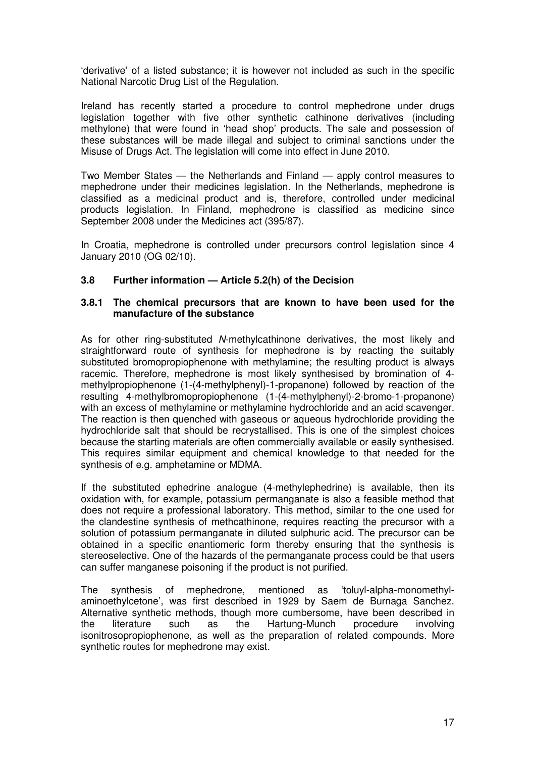'derivative' of a listed substance; it is however not included as such in the specific National Narcotic Drug List of the Regulation.

Ireland has recently started a procedure to control mephedrone under drugs legislation together with five other synthetic cathinone derivatives (including methylone) that were found in 'head shop' products. The sale and possession of these substances will be made illegal and subject to criminal sanctions under the Misuse of Drugs Act. The legislation will come into effect in June 2010.

Two Member States — the Netherlands and Finland — apply control measures to mephedrone under their medicines legislation. In the Netherlands, mephedrone is classified as a medicinal product and is, therefore, controlled under medicinal products legislation. In Finland, mephedrone is classified as medicine since September 2008 under the Medicines act (395/87).

In Croatia, mephedrone is controlled under precursors control legislation since 4 January 2010 (OG 02/10).

### 3.8 Further information — Article 5.2(h) of the Decision

#### 3.8.1 The chemical precursors that are known to have been used for the manufacture of the substance

As for other ring-substituted *N*-methylcathinone derivatives, the most likely and straightforward route of synthesis for mephedrone is by reacting the suitably substituted bromopropiophenone with methylamine; the resulting product is always racemic. Therefore, mephedrone is most likely synthesised by bromination of 4-methylpropiophenone (1-(4-methylphenyl)-1-propanone) followed by reaction of the resulting 4-methylbromopropiophenone (1-(4-methylphenyl)-2-bromo-1-propanone) with an excess of methylamine or methylamine hydrochloride and an acid scavenger. The reaction is then quenched with gaseous or aqueous hydrochloride providing the hydrochloride salt that should be recrystallised. This is one of the simplest choices because the starting materials are often commercially available or easily synthesised. This requires similar equipment and chemical knowledge to that needed for the synthesis of e.g. amphetamine or MDMA.

If the substituted ephedrine analogue (4-methylephedrine) is available, then its oxidation with, for example, potassium permanganate is also a feasible method that does not require a professional laboratory. This method, similar to the one used for the clandestine synthesis of methcathinone, requires reacting the precursor with a solution of potassium permanganate in diluted sulphuric acid. The precursor can be obtained in a specific enantiomeric form thereby ensuring that the synthesis is stereoselective. One of the hazards of the permanganate process could be that users can suffer manganese poisoning if the product is not purified.

The synthesis of mephedrone, mentioned as 'toluyl-alpha-monomethyl-aminoethylcetone', was first described in 1929 by Saem de Burnaga Sanchez. Alternative synthetic methods, though more cumbersome, have been described in the literature such as the Hartung-Munch procedure involving isonitrosopropiophenone, as well as the preparation of related compounds. More synthetic routes for mephedrone may exist.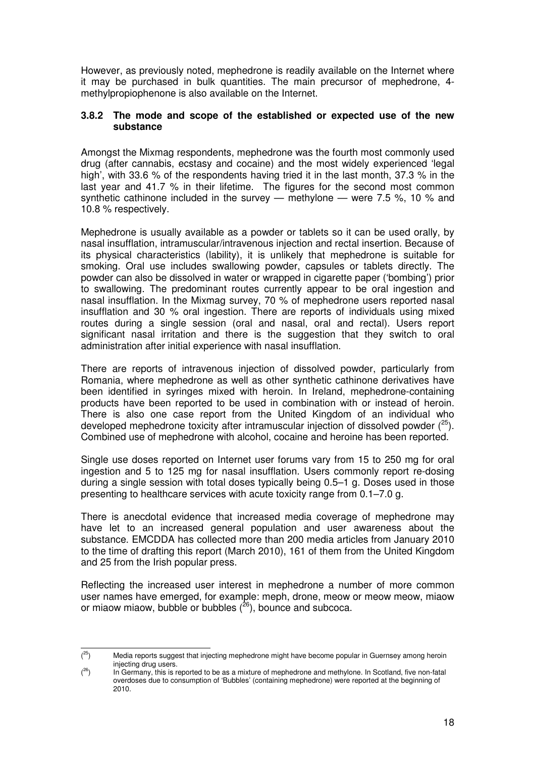However, as previously noted, mephedrone is readily available on the Internet where it may be purchased in bulk quantities. The main precursor of mephedrone, 4-methylpropiophenone is also available on the Internet.

### 3.8.2 The mode and scope of the established or expected use of the new substance

Amongst the Mixmag respondents, mephedrone was the fourth most commonly used drug (after cannabis, ecstasy and cocaine) and the most widely experienced 'legal high', with 33.6 % of the respondents having tried it in the last month, 37.3 % in the last year and 41.7 % in their lifetime. The figures for the second most common synthetic cathinone included in the survey — methylone — were 7.5 %, 10 % and 10.8 % respectively.

Mephedrone is usually available as a powder or tablets so it can be used orally, by nasal insufflation, intramuscular/intravenous injection and rectal insertion. Because of its physical characteristics (lability), it is unlikely that mephedrone is suitable for smoking. Oral use includes swallowing powder, capsules or tablets directly. The powder can also be dissolved in water or wrapped in cigarette paper ('bombing') prior to swallowing. The predominant routes currently appear to be oral ingestion and nasal insufflation. In the Mixmag survey, 70 % of mephedrone users reported nasal insufflation and 30 % oral ingestion. There are reports of individuals using mixed routes during a single session (oral and nasal, oral and rectal). Users report significant nasal irritation and there is the suggestion that they switch to oral administration after initial experience with nasal insufflation.

There are reports of intravenous injection of dissolved powder, particularly from Romania, where mephedrone as well as other synthetic cathinone derivatives have been identified in syringes mixed with heroin. In Ireland, mephedrone-containing products have been reported to be used in combination with or instead of heroin. There is also one case report from the United Kingdom of an individual who developed mephedrone toxicity after intramuscular injection of dissolved powder ([25]). Combined use of mephedrone with alcohol, cocaine and heroine has been reported.

Single use doses reported on Internet user forums vary from 15 to 250 mg for oral ingestion and 5 to 125 mg for nasal insufflation. Users commonly report re-dosing during a single session with total doses typically being 0.5–1 g. Doses used in those presenting to healthcare services with acute toxicity range from 0.1–7.0 g.

There is anecdotal evidence that increased media coverage of mephedrone may have let to an increased general population and user awareness about the substance. EMCDDA has collected more than 200 media articles from January 2010 to the time of drafting this report (March 2010), 161 of them from the United Kingdom and 25 from the Irish popular press.

Reflecting the increased user interest in mephedrone a number of more common user names have emerged, for example: meph, drone, meow or meow meow, miaow or miaow miaow, bubble or bubbles ([26]), bounce and subcoca.

---

([25]) Media reports suggest that injecting mephedrone might have become popular in Guernsey among heroin injecting drug users.

([26]) In Germany, this is reported to be as a mixture of mephedrone and methylone. In Scotland, five non-fatal overdoses due to consumption of 'Bubbles' (containing mephedrone) were reported at the beginning of 2010.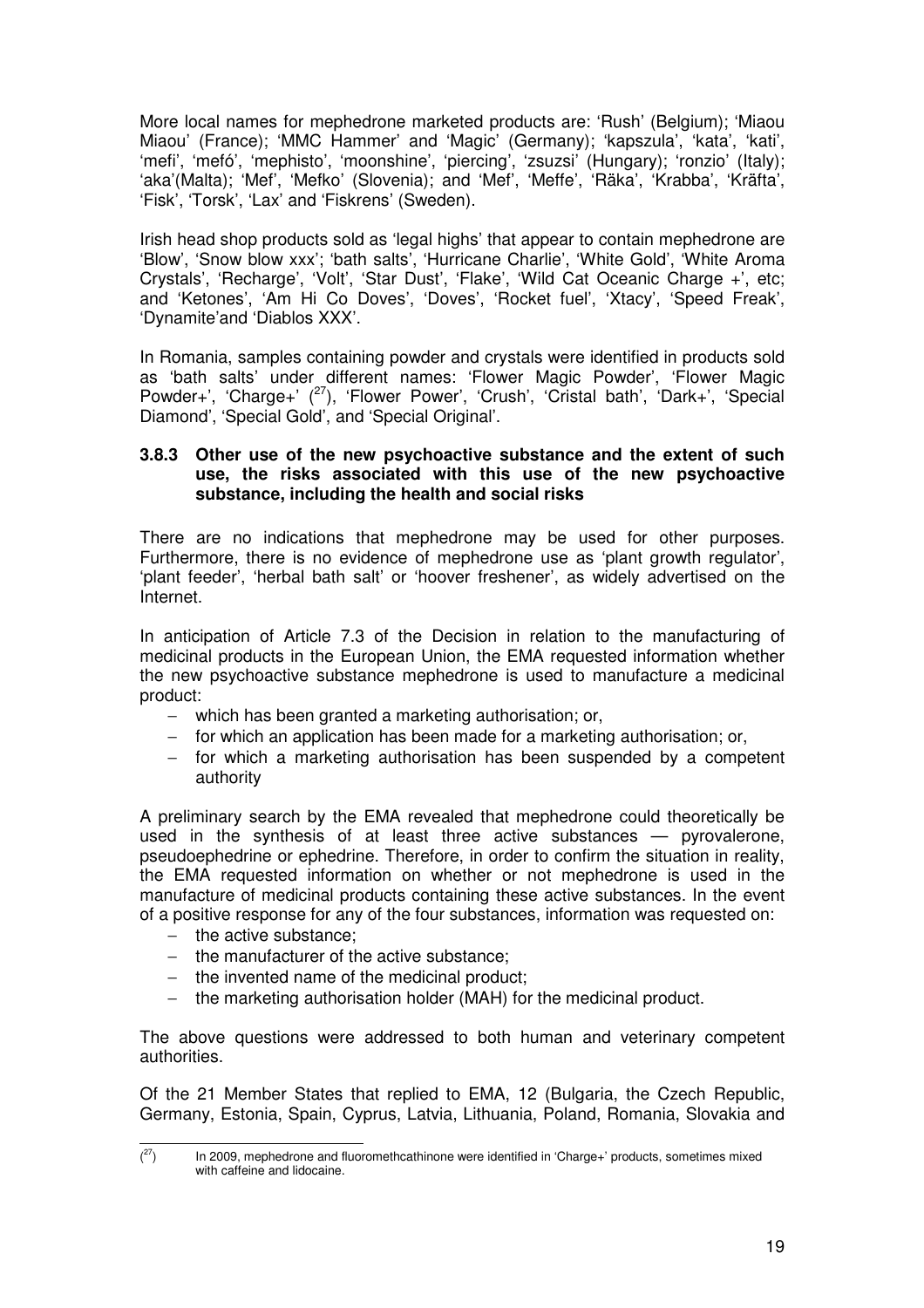More local names for mephedrone marketed products are: 'Rush' (Belgium); 'Miaou Miaou' (France); 'MMC Hammer' and 'Magic' (Germany); 'kapszula', 'kata', 'kati', 'mefi', 'mefó', 'mephisto', 'moonshine', 'piercing', 'zsuzsi' (Hungary); 'ronzio' (Italy); 'aka'(Malta); 'Mef', 'Mefko' (Slovenia); and 'Mef', 'Meffe', 'Räka', 'Krabba', 'Kräfta', 'Fisk', 'Torsk', 'Lax' and 'Fiskrens' (Sweden).

Irish head shop products sold as 'legal highs' that appear to contain mephedrone are 'Blow', 'Snow blow xxx'; 'bath salts', 'Hurricane Charlie', 'White Gold', 'White Aroma Crystals', 'Recharge', 'Volt', 'Star Dust', 'Flake', 'Wild Cat Oceanic Charge +', etc; and 'Ketones', 'Am Hi Co Doves', 'Doves', 'Rocket fuel', 'Xtacy', 'Speed Freak', 'Dynamite'and 'Diablos XXX'.

In Romania, samples containing powder and crystals were identified in products sold as 'bath salts' under different names: 'Flower Magic Powder', 'Flower Magic Powder+', 'Charge+' ([27]), 'Flower Power', 'Crush', 'Cristal bath', 'Dark+', 'Special Diamond', 'Special Gold', and 'Special Original'.

### 3.8.3 Other use of the new psychoactive substance and the extent of such use, the risks associated with this use of the new psychoactive substance, including the health and social risks

There are no indications that mephedrone may be used for other purposes. Furthermore, there is no evidence of mephedrone use as 'plant growth regulator', 'plant feeder', 'herbal bath salt' or 'hoover freshener', as widely advertised on the Internet.

In anticipation of Article 7.3 of the Decision in relation to the manufacturing of medicinal products in the European Union, the EMA requested information whether the new psychoactive substance mephedrone is used to manufacture a medicinal product:

- which has been granted a marketing authorisation; or,
- for which an application has been made for a marketing authorisation; or,
- for which a marketing authorisation has been suspended by a competent authority

A preliminary search by the EMA revealed that mephedrone could theoretically be used in the synthesis of at least three active substances — pyrovalerone, pseudoephedrine or ephedrine. Therefore, in order to confirm the situation in reality, the EMA requested information on whether or not mephedrone is used in the manufacture of medicinal products containing these active substances. In the event of a positive response for any of the four substances, information was requested on:

- the active substance;
- the manufacturer of the active substance;
- the invented name of the medicinal product;
- the marketing authorisation holder (MAH) for the medicinal product.

The above questions were addressed to both human and veterinary competent authorities.

Of the 21 Member States that replied to EMA, 12 (Bulgaria, the Czech Republic, Germany, Estonia, Spain, Cyprus, Latvia, Lithuania, Poland, Romania, Slovakia and

---

([27]) In 2009, mephedrone and fluoromethcathinone were identified in 'Charge+' products, sometimes mixed with caffeine and lidocaine.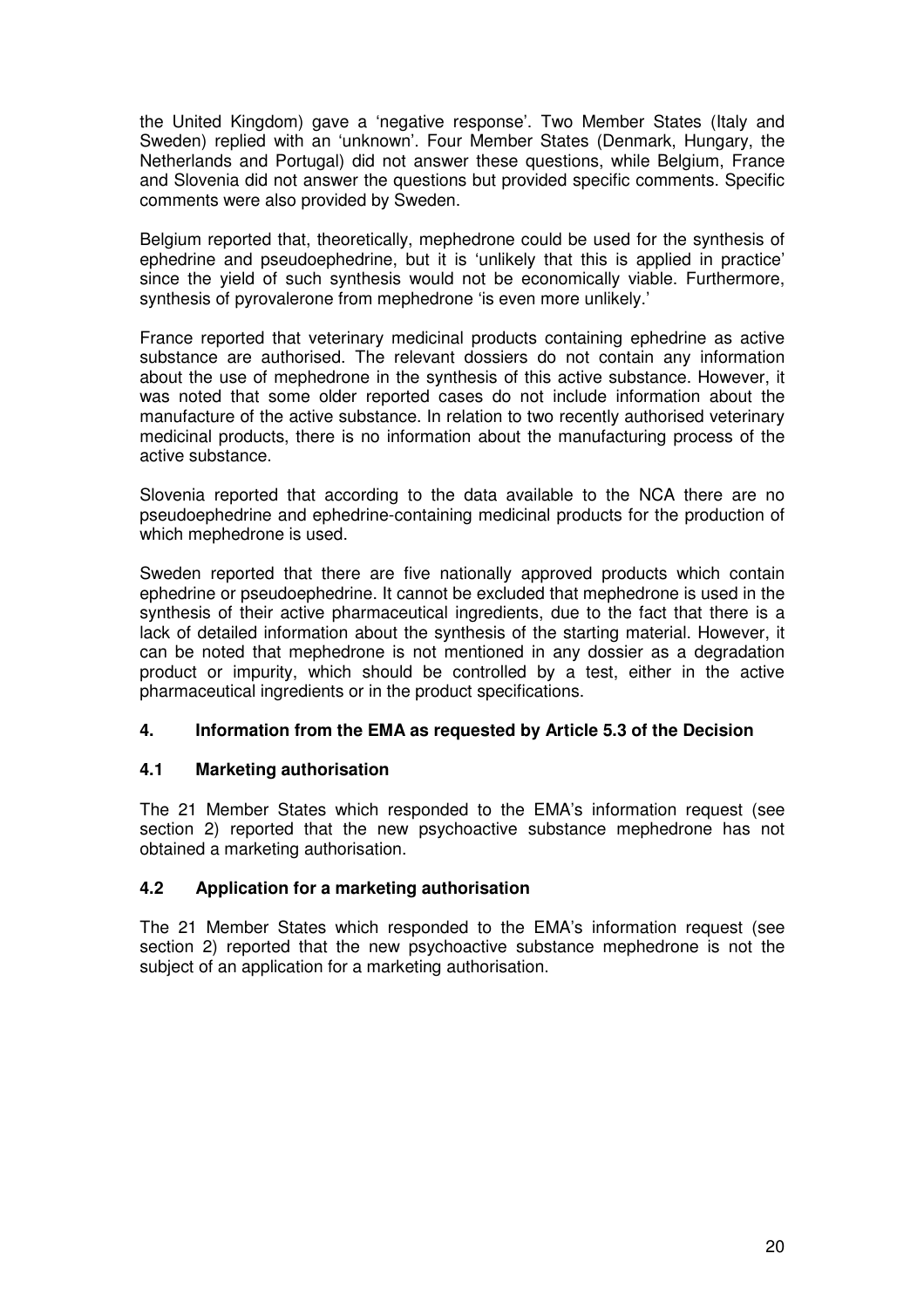the United Kingdom) gave a 'negative response'. Two Member States (Italy and Sweden) replied with an 'unknown'. Four Member States (Denmark, Hungary, the Netherlands and Portugal) did not answer these questions, while Belgium, France and Slovenia did not answer the questions but provided specific comments. Specific comments were also provided by Sweden.

Belgium reported that, theoretically, mephedrone could be used for the synthesis of ephedrine and pseudoephedrine, but it is 'unlikely that this is applied in practice' since the yield of such synthesis would not be economically viable. Furthermore, synthesis of pyrovalerone from mephedrone 'is even more unlikely.'

France reported that veterinary medicinal products containing ephedrine as active substance are authorised. The relevant dossiers do not contain any information about the use of mephedrone in the synthesis of this active substance. However, it was noted that some older reported cases do not include information about the manufacture of the active substance. In relation to two recently authorised veterinary medicinal products, there is no information about the manufacturing process of the active substance.

Slovenia reported that according to the data available to the NCA there are no pseudoephedrine and ephedrine-containing medicinal products for the production of which mephedrone is used.

Sweden reported that there are five nationally approved products which contain ephedrine or pseudoephedrine. It cannot be excluded that mephedrone is used in the synthesis of their active pharmaceutical ingredients, due to the fact that there is a lack of detailed information about the synthesis of the starting material. However, it can be noted that mephedrone is not mentioned in any dossier as a degradation product or impurity, which should be controlled by a test, either in the active pharmaceutical ingredients or in the product specifications.

## 4. Information from the EMA as requested by Article 5.3 of the Decision

### 4.1 Marketing authorisation

The 21 Member States which responded to the EMA's information request (see section 2) reported that the new psychoactive substance mephedrone has not obtained a marketing authorisation.

### 4.2 Application for a marketing authorisation

The 21 Member States which responded to the EMA's information request (see section 2) reported that the new psychoactive substance mephedrone is not the subject of an application for a marketing authorisation.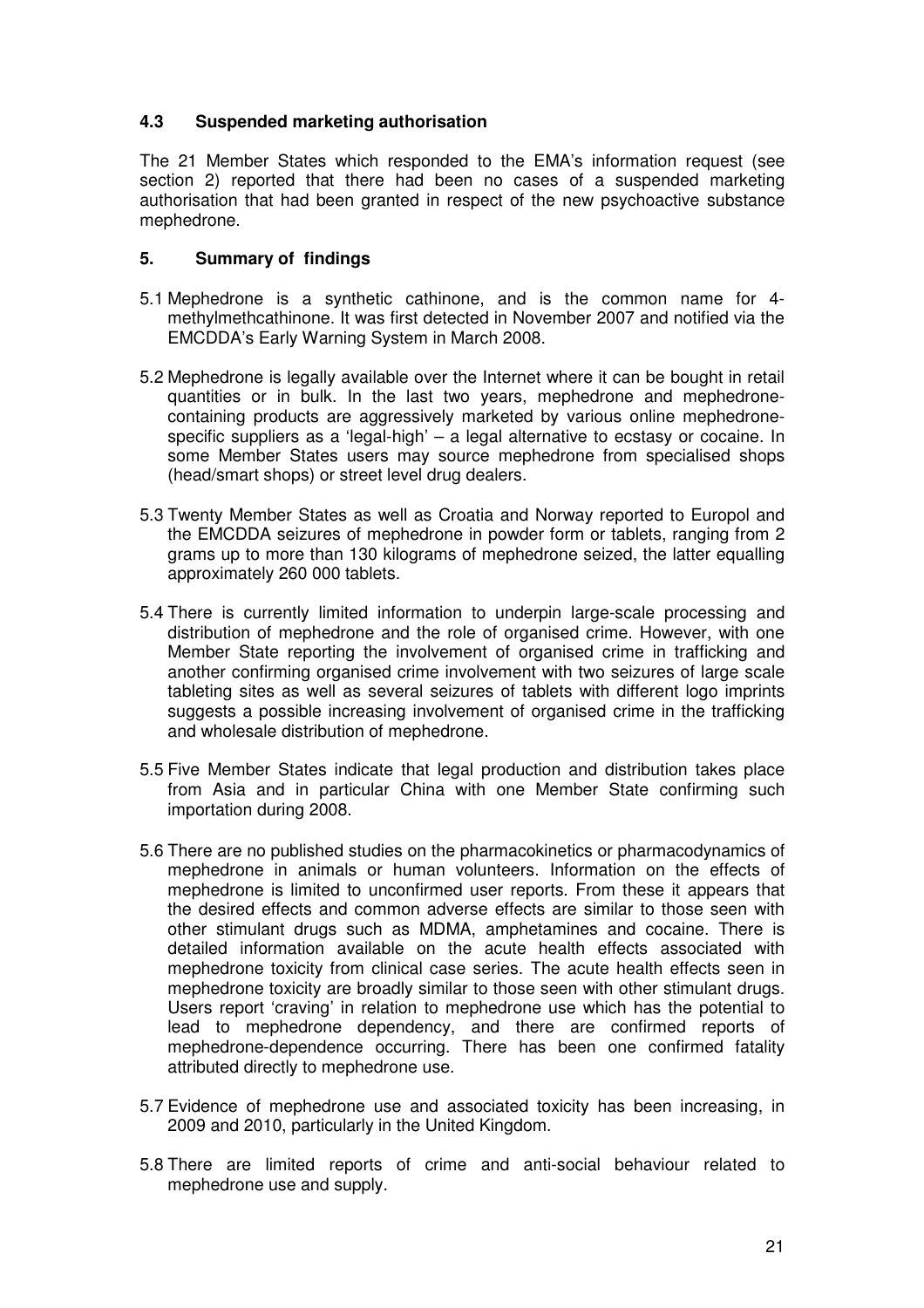### 4.3 Suspended marketing authorisation

The 21 Member States which responded to the EMA's information request (see section 2) reported that there had been no cases of a suspended marketing authorisation that had been granted in respect of the new psychoactive substance mephedrone.

## 5. Summary of findings

5.1 Mephedrone is a synthetic cathinone, and is the common name for 4-methylmethcathinone. It was first detected in November 2007 and notified via the EMCDDA's Early Warning System in March 2008.

5.2 Mephedrone is legally available over the Internet where it can be bought in retail quantities or in bulk. In the last two years, mephedrone and mephedrone-containing products are aggressively marketed by various online mephedrone-specific suppliers as a 'legal-high' – a legal alternative to ecstasy or cocaine. In some Member States users may source mephedrone from specialised shops (head/smart shops) or street level drug dealers.

5.3 Twenty Member States as well as Croatia and Norway reported to Europol and the EMCDDA seizures of mephedrone in powder form or tablets, ranging from 2 grams up to more than 130 kilograms of mephedrone seized, the latter equalling approximately 260 000 tablets.

5.4 There is currently limited information to underpin large-scale processing and distribution of mephedrone and the role of organised crime. However, with one Member State reporting the involvement of organised crime in trafficking and another confirming organised crime involvement with two seizures of large scale tableting sites as well as several seizures of tablets with different logo imprints suggests a possible increasing involvement of organised crime in the trafficking and wholesale distribution of mephedrone.

5.5 Five Member States indicate that legal production and distribution takes place from Asia and in particular China with one Member State confirming such importation during 2008.

5.6 There are no published studies on the pharmacokinetics or pharmacodynamics of mephedrone in animals or human volunteers. Information on the effects of mephedrone is limited to unconfirmed user reports. From these it appears that the desired effects and common adverse effects are similar to those seen with other stimulant drugs such as MDMA, amphetamines and cocaine. There is detailed information available on the acute health effects associated with mephedrone toxicity from clinical case series. The acute health effects seen in mephedrone toxicity are broadly similar to those seen with other stimulant drugs. Users report 'craving' in relation to mephedrone use which has the potential to lead to mephedrone dependency, and there are confirmed reports of mephedrone-dependence occurring. There has been one confirmed fatality attributed directly to mephedrone use.

5.7 Evidence of mephedrone use and associated toxicity has been increasing, in 2009 and 2010, particularly in the United Kingdom.

5.8 There are limited reports of crime and anti-social behaviour related to mephedrone use and supply.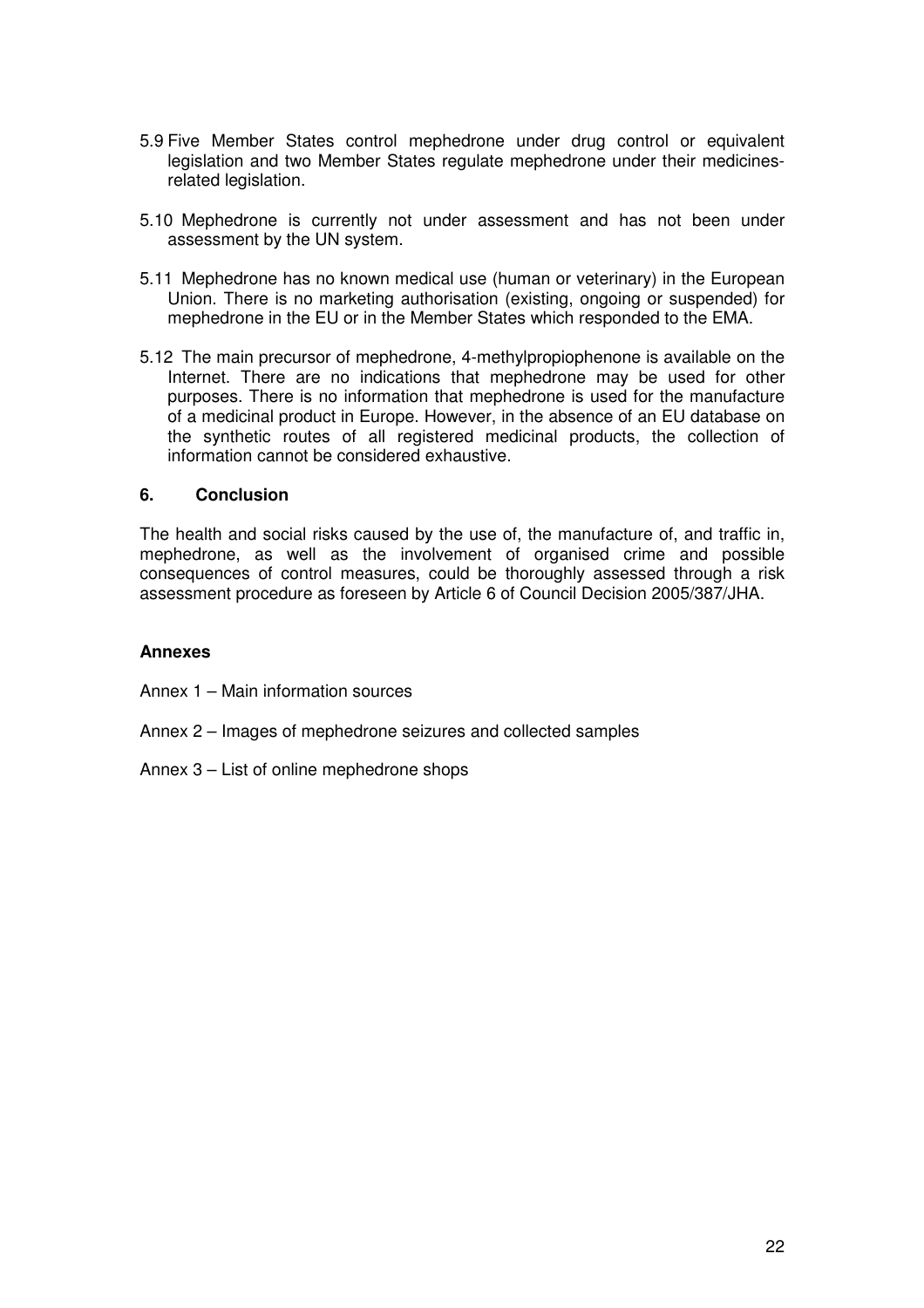5.9 Five Member States control mephedrone under drug control or equivalent legislation and two Member States regulate mephedrone under their medicines-related legislation.

5.10 Mephedrone is currently not under assessment and has not been under assessment by the UN system.

5.11 Mephedrone has no known medical use (human or veterinary) in the European Union. There is no marketing authorisation (existing, ongoing or suspended) for mephedrone in the EU or in the Member States which responded to the EMA.

5.12 The main precursor of mephedrone, 4-methylpropiophenone is available on the Internet. There are no indications that mephedrone may be used for other purposes. There is no information that mephedrone is used for the manufacture of a medicinal product in Europe. However, in the absence of an EU database on the synthetic routes of all registered medicinal products, the collection of information cannot be considered exhaustive.

## 6. Conclusion

The health and social risks caused by the use of, the manufacture of, and traffic in, mephedrone, as well as the involvement of organised crime and possible consequences of control measures, could be thoroughly assessed through a risk assessment procedure as foreseen by Article 6 of Council Decision 2005/387/JHA.

## Annexes

Annex 1 – Main information sources

Annex 2 – Images of mephedrone seizures and collected samples

Annex 3 – List of online mephedrone shops